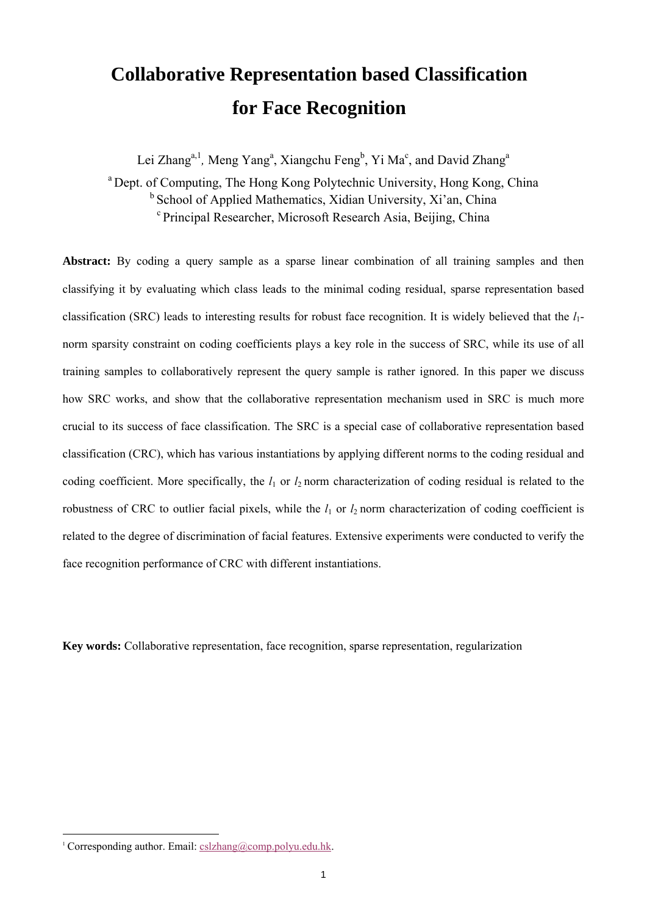# Collaborative Representation based Classification for Face Recognition

Lei Zhang[a,1], Meng Yang[a], Xiangchu Feng[b], Yi Ma[c], and David Zhang[a]

[a] Dept. of Computing, The Hong Kong Polytechnic University, Hong Kong, China
[b] School of Applied Mathematics, Xidian University, Xi'an, China
[c] Principal Researcher, Microsoft Research Asia, Beijing, China

**Abstract:** By coding a query sample as a sparse linear combination of all training samples and then classifying it by evaluating which class leads to the minimal coding residual, sparse representation based classification (SRC) leads to interesting results for robust face recognition. It is widely believed that the $l_1$-norm sparsity constraint on coding coefficients plays a key role in the success of SRC, while its use of all training samples to collaboratively represent the query sample is rather ignored. In this paper we discuss how SRC works, and show that the collaborative representation mechanism used in SRC is much more crucial to its success of face classification. The SRC is a special case of collaborative representation based classification (CRC), which has various instantiations by applying different norms to the coding residual and coding coefficient. More specifically, the $l_1$ or $l_2$ norm characterization of coding residual is related to the robustness of CRC to outlier facial pixels, while the $l_1$ or $l_2$ norm characterization of coding coefficient is related to the degree of discrimination of facial features. Extensive experiments were conducted to verify the face recognition performance of CRC with different instantiations.

**Key words:** Collaborative representation, face recognition, sparse representation, regularization

[1] Corresponding author. Email: cslzhang@comp.polyu.edu.hk.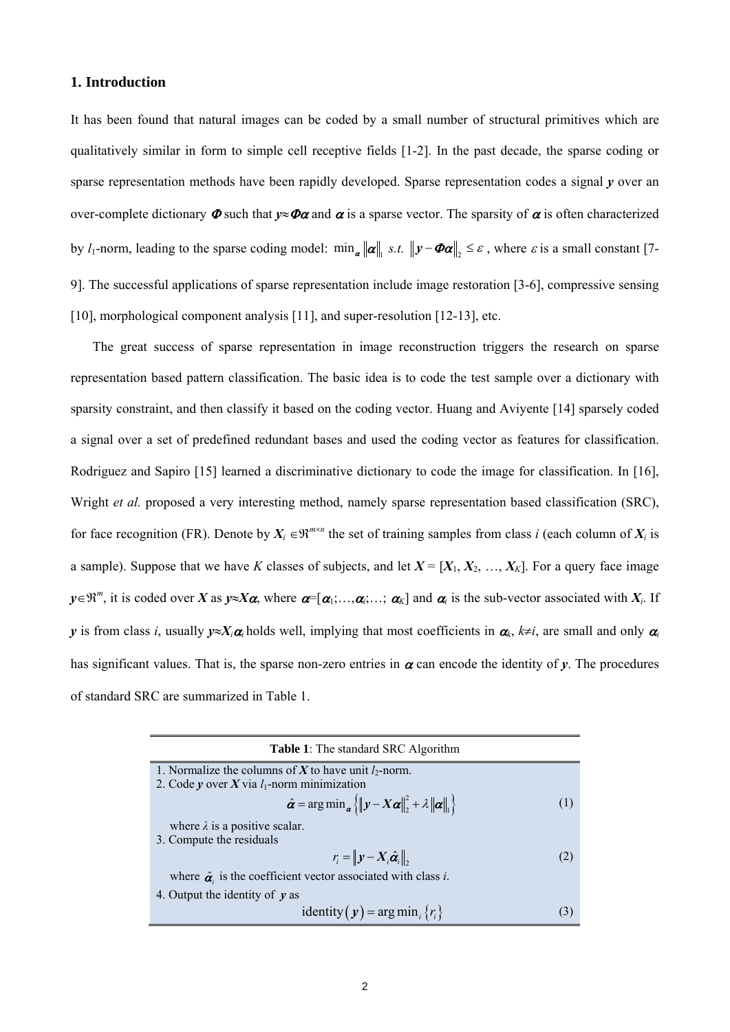## 1. Introduction

It has been found that natural images can be coded by a small number of structural primitives which are qualitatively similar in form to simple cell receptive fields [1-2]. In the past decade, the sparse coding or sparse representation methods have been rapidly developed. Sparse representation codes a signal $\boldsymbol{y}$ over an over-complete dictionary $\boldsymbol{\Phi}$ such that $\boldsymbol{y}\approx\boldsymbol{\Phi}\boldsymbol{\alpha}$ and $\boldsymbol{\alpha}$ is a sparse vector. The sparsity of $\boldsymbol{\alpha}$ is often characterized by $l_1$-norm, leading to the sparse coding model: $\min_{\boldsymbol{\alpha}} \|\boldsymbol{\alpha}\|_1 \ s.t. \ \|\boldsymbol{y}-\boldsymbol{\Phi}\boldsymbol{\alpha}\|_2 \leq \varepsilon$, where $\varepsilon$ is a small constant [7-9]. The successful applications of sparse representation include image restoration [3-6], compressive sensing [10], morphological component analysis [11], and super-resolution [12-13], etc.

The great success of sparse representation in image reconstruction triggers the research on sparse representation based pattern classification. The basic idea is to code the test sample over a dictionary with sparsity constraint, and then classify it based on the coding vector. Huang and Aviyente [14] sparsely coded a signal over a set of predefined redundant bases and used the coding vector as features for classification. Rodriguez and Sapiro [15] learned a discriminative dictionary to code the image for classification. In [16], Wright *et al.* proposed a very interesting method, namely sparse representation based classification (SRC), for face recognition (FR). Denote by $\boldsymbol{X}_i \in\Re^{m\times n}$ the set of training samples from class $i$ (each column of $\boldsymbol{X}_i$ is a sample). Suppose that we have $K$ classes of subjects, and let $\boldsymbol{X} = [\boldsymbol{X}_1, \boldsymbol{X}_2, \ldots, \boldsymbol{X}_K]$. For a query face image $\boldsymbol{y}\in\Re^m$, it is coded over $\boldsymbol{X}$ as $\boldsymbol{y}\approx\boldsymbol{X}\boldsymbol{\alpha}$, where $\boldsymbol{\alpha}=[\boldsymbol{\alpha}_1;\ldots;\boldsymbol{\alpha}_i;\ldots;\ \boldsymbol{\alpha}_K]$ and $\boldsymbol{\alpha}_i$ is the sub-vector associated with $\boldsymbol{X}_i$. If $\boldsymbol{y}$ is from class $i$, usually $\boldsymbol{y}\approx\boldsymbol{X}_i\boldsymbol{\alpha}_i$ holds well, implying that most coefficients in $\boldsymbol{\alpha}_k$, $k\neq i$, are small and only $\boldsymbol{\alpha}_i$ has significant values. That is, the sparse non-zero entries in $\boldsymbol{\alpha}$ can encode the identity of $\boldsymbol{y}$. The procedures of standard SRC are summarized in Table 1.

**Table 1**: The standard SRC Algorithm

1. Normalize the columns of $\boldsymbol{X}$ to have unit $l_2$-norm.
2. Code $\boldsymbol{y}$ over $\boldsymbol{X}$ via $l_1$-norm minimization

$$\hat{\boldsymbol{\alpha}} = \arg\min_{\boldsymbol{\alpha}} \left\{ \|\boldsymbol{y}-\boldsymbol{X}\boldsymbol{\alpha}\|_2^2 + \lambda \|\boldsymbol{\alpha}\|_1 \right\} \tag{1}$$

   where $\lambda$ is a positive scalar.

3. Compute the residuals

$$r_i = \|\boldsymbol{y}-\boldsymbol{X}_i\hat{\boldsymbol{\alpha}}_i\|_2 \tag{2}$$

   where $\hat{\boldsymbol{\alpha}}_i$ is the coefficient vector associated with class $i$.

4. Output the identity of $\boldsymbol{y}$ as

$$\text{identity}(\boldsymbol{y}) = \arg\min_i \{r_i\} \tag{3}$$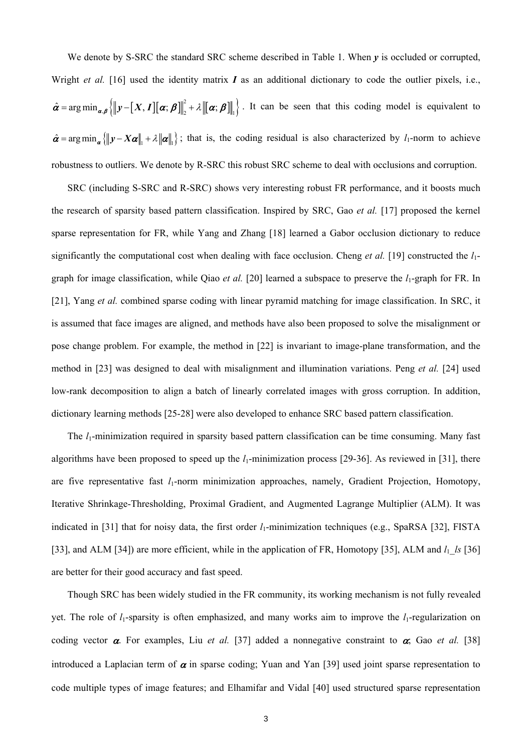We denote by S-SRC the standard SRC scheme described in Table 1. When $\boldsymbol{y}$ is occluded or corrupted, Wright *et al.* [16] used the identity matrix $\boldsymbol{I}$ as an additional dictionary to code the outlier pixels, i.e., $\hat{\boldsymbol{\alpha}} = \arg\min_{\boldsymbol{\alpha},\boldsymbol{\beta}} \left\{ \left\| \boldsymbol{y} - [\boldsymbol{X}, \boldsymbol{I}][\boldsymbol{\alpha}; \boldsymbol{\beta}] \right\|_2^2 + \lambda \left\| [\boldsymbol{\alpha}; \boldsymbol{\beta}] \right\|_1 \right\}$. It can be seen that this coding model is equivalent to $\hat{\boldsymbol{\alpha}} = \arg\min_{\boldsymbol{\alpha}} \left\{ \left\| \boldsymbol{y} - \boldsymbol{X}\boldsymbol{\alpha} \right\|_1 + \lambda \left\| \boldsymbol{\alpha} \right\|_1 \right\}$; that is, the coding residual is also characterized by $l_1$-norm to achieve robustness to outliers. We denote by R-SRC this robust SRC scheme to deal with occlusions and corruption.

SRC (including S-SRC and R-SRC) shows very interesting robust FR performance, and it boosts much the research of sparsity based pattern classification. Inspired by SRC, Gao *et al.* [17] proposed the kernel sparse representation for FR, while Yang and Zhang [18] learned a Gabor occlusion dictionary to reduce significantly the computational cost when dealing with face occlusion. Cheng *et al.* [19] constructed the $l_1$-graph for image classification, while Qiao *et al.* [20] learned a subspace to preserve the $l_1$-graph for FR. In [21], Yang *et al.* combined sparse coding with linear pyramid matching for image classification. In SRC, it is assumed that face images are aligned, and methods have also been proposed to solve the misalignment or pose change problem. For example, the method in [22] is invariant to image-plane transformation, and the method in [23] was designed to deal with misalignment and illumination variations. Peng *et al.* [24] used low-rank decomposition to align a batch of linearly correlated images with gross corruption. In addition, dictionary learning methods [25-28] were also developed to enhance SRC based pattern classification.

The $l_1$-minimization required in sparsity based pattern classification can be time consuming. Many fast algorithms have been proposed to speed up the $l_1$-minimization process [29-36]. As reviewed in [31], there are five representative fast $l_1$-norm minimization approaches, namely, Gradient Projection, Homotopy, Iterative Shrinkage-Thresholding, Proximal Gradient, and Augmented Lagrange Multiplier (ALM). It was indicated in [31] that for noisy data, the first order $l_1$-minimization techniques (e.g., SpaRSA [32], FISTA [33], and ALM [34]) are more efficient, while in the application of FR, Homotopy [35], ALM and $l_1$_*ls* [36] are better for their good accuracy and fast speed.

Though SRC has been widely studied in the FR community, its working mechanism is not fully revealed yet. The role of $l_1$-sparsity is often emphasized, and many works aim to improve the $l_1$-regularization on coding vector $\boldsymbol{\alpha}$. For examples, Liu *et al.* [37] added a nonnegative constraint to $\boldsymbol{\alpha}$; Gao *et al.* [38] introduced a Laplacian term of $\boldsymbol{\alpha}$ in sparse coding; Yuan and Yan [39] used joint sparse representation to code multiple types of image features; and Elhamifar and Vidal [40] used structured sparse representation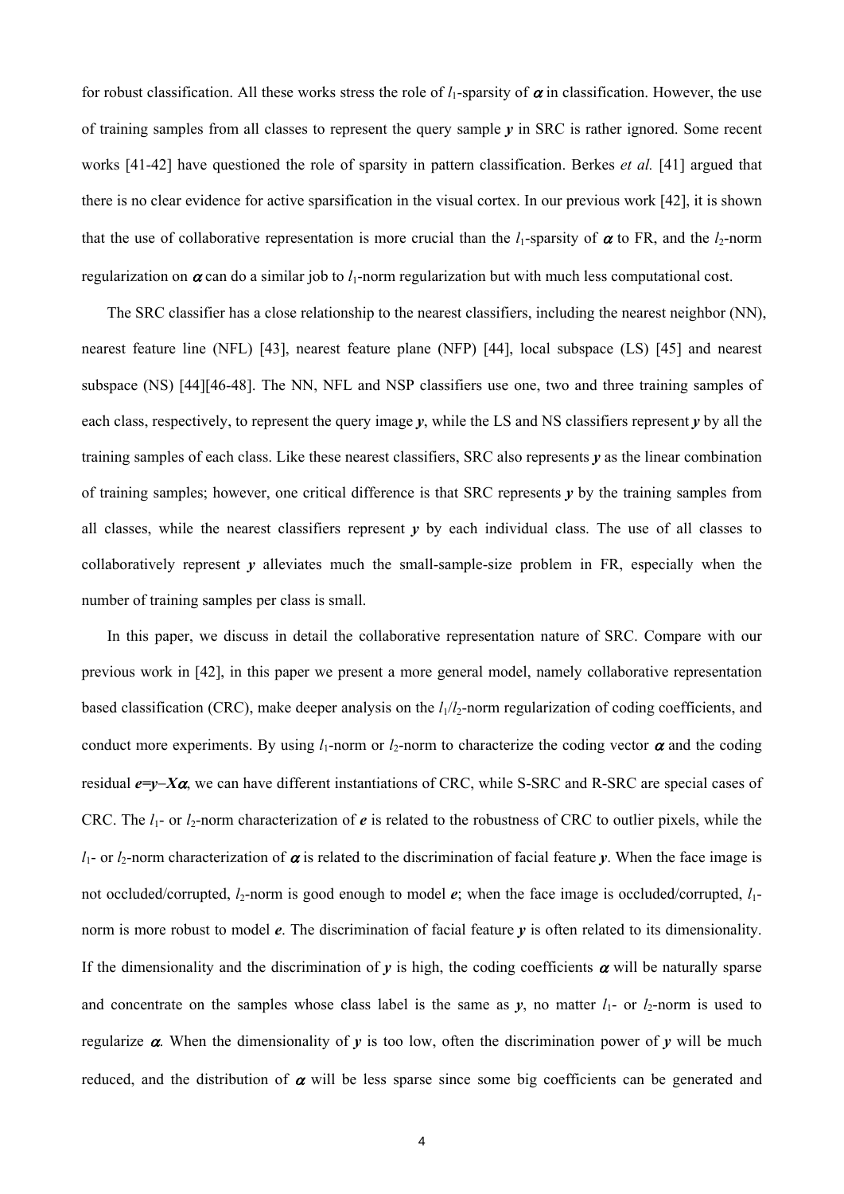for robust classification. All these works stress the role of $l_1$-sparsity of $\boldsymbol{\alpha}$ in classification. However, the use of training samples from all classes to represent the query sample $\boldsymbol{y}$ in SRC is rather ignored. Some recent works [41-42] have questioned the role of sparsity in pattern classification. Berkes *et al.* [41] argued that there is no clear evidence for active sparsification in the visual cortex. In our previous work [42], it is shown that the use of collaborative representation is more crucial than the $l_1$-sparsity of $\boldsymbol{\alpha}$ to FR, and the $l_2$-norm regularization on $\boldsymbol{\alpha}$ can do a similar job to $l_1$-norm regularization but with much less computational cost.

The SRC classifier has a close relationship to the nearest classifiers, including the nearest neighbor (NN), nearest feature line (NFL) [43], nearest feature plane (NFP) [44], local subspace (LS) [45] and nearest subspace (NS) [44][46-48]. The NN, NFL and NSP classifiers use one, two and three training samples of each class, respectively, to represent the query image $\boldsymbol{y}$, while the LS and NS classifiers represent $\boldsymbol{y}$ by all the training samples of each class. Like these nearest classifiers, SRC also represents $\boldsymbol{y}$ as the linear combination of training samples; however, one critical difference is that SRC represents $\boldsymbol{y}$ by the training samples from all classes, while the nearest classifiers represent $\boldsymbol{y}$ by each individual class. The use of all classes to collaboratively represent $\boldsymbol{y}$ alleviates much the small-sample-size problem in FR, especially when the number of training samples per class is small.

In this paper, we discuss in detail the collaborative representation nature of SRC. Compare with our previous work in [42], in this paper we present a more general model, namely collaborative representation based classification (CRC), make deeper analysis on the $l_1$/$l_2$-norm regularization of coding coefficients, and conduct more experiments. By using $l_1$-norm or $l_2$-norm to characterize the coding vector $\boldsymbol{\alpha}$ and the coding residual $\boldsymbol{e}=\boldsymbol{y}-\boldsymbol{X}\boldsymbol{\alpha}$, we can have different instantiations of CRC, while S-SRC and R-SRC are special cases of CRC. The $l_1$- or $l_2$-norm characterization of $\boldsymbol{e}$ is related to the robustness of CRC to outlier pixels, while the $l_1$- or $l_2$-norm characterization of $\boldsymbol{\alpha}$ is related to the discrimination of facial feature $\boldsymbol{y}$. When the face image is not occluded/corrupted, $l_2$-norm is good enough to model $\boldsymbol{e}$; when the face image is occluded/corrupted, $l_1$-norm is more robust to model $\boldsymbol{e}$. The discrimination of facial feature $\boldsymbol{y}$ is often related to its dimensionality. If the dimensionality and the discrimination of $\boldsymbol{y}$ is high, the coding coefficients $\boldsymbol{\alpha}$ will be naturally sparse and concentrate on the samples whose class label is the same as $\boldsymbol{y}$, no matter $l_1$- or $l_2$-norm is used to regularize $\boldsymbol{\alpha}$. When the dimensionality of $\boldsymbol{y}$ is too low, often the discrimination power of $\boldsymbol{y}$ will be much reduced, and the distribution of $\boldsymbol{\alpha}$ will be less sparse since some big coefficients can be generated and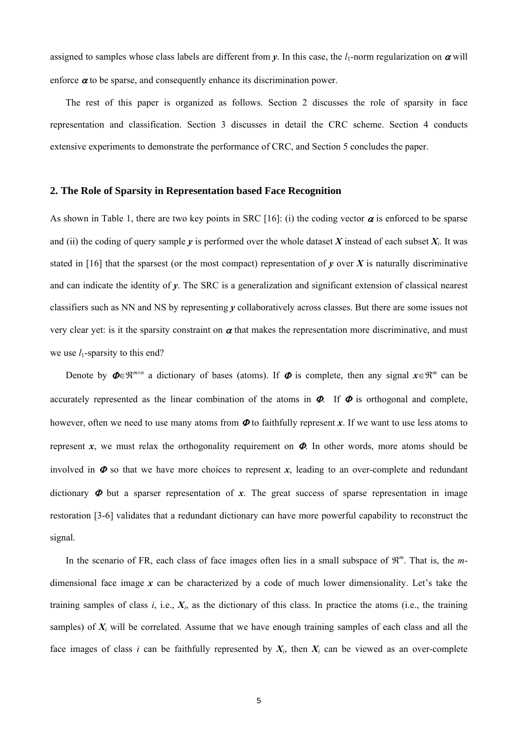assigned to samples whose class labels are different from $\boldsymbol{y}$. In this case, the $l_1$-norm regularization on $\boldsymbol{\alpha}$ will enforce $\boldsymbol{\alpha}$ to be sparse, and consequently enhance its discrimination power.

The rest of this paper is organized as follows. Section 2 discusses the role of sparsity in face representation and classification. Section 3 discusses in detail the CRC scheme. Section 4 conducts extensive experiments to demonstrate the performance of CRC, and Section 5 concludes the paper.

## 2. The Role of Sparsity in Representation based Face Recognition

As shown in Table 1, there are two key points in SRC [16]: (i) the coding vector $\boldsymbol{\alpha}$ is enforced to be sparse and (ii) the coding of query sample $\boldsymbol{y}$ is performed over the whole dataset $\boldsymbol{X}$ instead of each subset $\boldsymbol{X}_i$. It was stated in [16] that the sparsest (or the most compact) representation of $\boldsymbol{y}$ over $\boldsymbol{X}$ is naturally discriminative and can indicate the identity of $\boldsymbol{y}$. The SRC is a generalization and significant extension of classical nearest classifiers such as NN and NS by representing $\boldsymbol{y}$ collaboratively across classes. But there are some issues not very clear yet: is it the sparsity constraint on $\boldsymbol{\alpha}$ that makes the representation more discriminative, and must we use $l_1$-sparsity to this end?

Denote by $\boldsymbol{\Phi}\in\Re^{m\times n}$ a dictionary of bases (atoms). If $\boldsymbol{\Phi}$ is complete, then any signal $\boldsymbol{x}\in\Re^{m}$ can be accurately represented as the linear combination of the atoms in $\boldsymbol{\Phi}$. If $\boldsymbol{\Phi}$ is orthogonal and complete, however, often we need to use many atoms from $\boldsymbol{\Phi}$ to faithfully represent $\boldsymbol{x}$. If we want to use less atoms to represent $\boldsymbol{x}$, we must relax the orthogonality requirement on $\boldsymbol{\Phi}$. In other words, more atoms should be involved in $\boldsymbol{\Phi}$ so that we have more choices to represent $\boldsymbol{x}$, leading to an over-complete and redundant dictionary $\boldsymbol{\Phi}$ but a sparser representation of $\boldsymbol{x}$. The great success of sparse representation in image restoration [3-6] validates that a redundant dictionary can have more powerful capability to reconstruct the signal.

In the scenario of FR, each class of face images often lies in a small subspace of $\Re^{m}$. That is, the $m$-dimensional face image $\boldsymbol{x}$ can be characterized by a code of much lower dimensionality. Let's take the training samples of class $i$, i.e., $\boldsymbol{X}_i$, as the dictionary of this class. In practice the atoms (i.e., the training samples) of $\boldsymbol{X}_i$ will be correlated. Assume that we have enough training samples of each class and all the face images of class $i$ can be faithfully represented by $\boldsymbol{X}_i$, then $\boldsymbol{X}_i$ can be viewed as an over-complete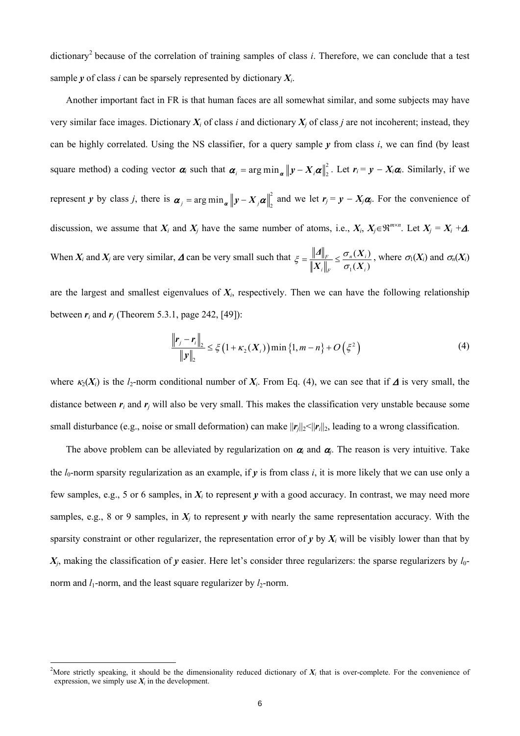dictionary[2] because of the correlation of training samples of class $i$. Therefore, we can conclude that a test sample $\boldsymbol{y}$ of class $i$ can be sparsely represented by dictionary $\boldsymbol{X}_i$.

Another important fact in FR is that human faces are all somewhat similar, and some subjects may have very similar face images. Dictionary $\boldsymbol{X}_i$ of class $i$ and dictionary $\boldsymbol{X}_j$ of class $j$ are not incoherent; instead, they can be highly correlated. Using the NS classifier, for a query sample $\boldsymbol{y}$ from class $i$, we can find (by least square method) a coding vector $\boldsymbol{\alpha}_i$ such that $\boldsymbol{\alpha}_i = \arg\min_{\boldsymbol{\alpha}} \|\boldsymbol{y} - \boldsymbol{X}_i\boldsymbol{\alpha}\|_2^2$. Let $\boldsymbol{r}_i = \boldsymbol{y} - \boldsymbol{X}_i\boldsymbol{\alpha}_i$. Similarly, if we represent $\boldsymbol{y}$ by class $j$, there is $\boldsymbol{\alpha}_j = \arg\min_{\boldsymbol{\alpha}} \|\boldsymbol{y} - \boldsymbol{X}_j\boldsymbol{\alpha}\|_2^2$ and we let $\boldsymbol{r}_j = \boldsymbol{y} - \boldsymbol{X}_j\boldsymbol{\alpha}_j$. For the convenience of discussion, we assume that $\boldsymbol{X}_i$ and $\boldsymbol{X}_j$ have the same number of atoms, i.e., $\boldsymbol{X}_i, \boldsymbol{X}_j \in \Re^{m\times n}$. Let $\boldsymbol{X}_j = \boldsymbol{X}_i + \boldsymbol{\Delta}$. When $\boldsymbol{X}_i$ and $\boldsymbol{X}_j$ are very similar, $\boldsymbol{\Delta}$ can be very small such that $\xi = \frac{\|\boldsymbol{\Delta}\|_F}{\|\boldsymbol{X}_i\|_F} \leq \frac{\sigma_n(\boldsymbol{X}_i)}{\sigma_1(\boldsymbol{X}_i)}$, where $\sigma_1(\boldsymbol{X}_i)$ and $\sigma_n(\boldsymbol{X}_i)$ are the largest and smallest eigenvalues of $\boldsymbol{X}_i$, respectively. Then we can have the following relationship between $\boldsymbol{r}_i$ and $\boldsymbol{r}_j$ (Theorem 5.3.1, page 242, [49]):

$$\frac{\|\boldsymbol{r}_j - \boldsymbol{r}_i\|_2}{\|\boldsymbol{y}\|_2} \leq \xi\left(1 + \kappa_2(\boldsymbol{X}_i)\right)\min\{1, m-n\} + O\left(\xi^2\right) \tag{4}$$

where $\kappa_2(\boldsymbol{X}_i)$ is the $l_2$-norm conditional number of $\boldsymbol{X}_i$. From Eq. (4), we can see that if $\boldsymbol{\Delta}$ is very small, the distance between $\boldsymbol{r}_i$ and $\boldsymbol{r}_j$ will also be very small. This makes the classification very unstable because some small disturbance (e.g., noise or small deformation) can make $\|\boldsymbol{r}_j\|_2 < \|\boldsymbol{r}_i\|_2$, leading to a wrong classification.

The above problem can be alleviated by regularization on $\boldsymbol{\alpha}_i$ and $\boldsymbol{\alpha}_j$. The reason is very intuitive. Take the $l_0$-norm sparsity regularization as an example, if $\boldsymbol{y}$ is from class $i$, it is more likely that we can use only a few samples, e.g., 5 or 6 samples, in $\boldsymbol{X}_i$ to represent $\boldsymbol{y}$ with a good accuracy. In contrast, we may need more samples, e.g., 8 or 9 samples, in $\boldsymbol{X}_j$ to represent $\boldsymbol{y}$ with nearly the same representation accuracy. With the sparsity constraint or other regularizer, the representation error of $\boldsymbol{y}$ by $\boldsymbol{X}_i$ will be visibly lower than that by $\boldsymbol{X}_j$, making the classification of $\boldsymbol{y}$ easier. Here let's consider three regularizers: the sparse regularizers by $l_0$-norm and $l_1$-norm, and the least square regularizer by $l_2$-norm.

---

[2] More strictly speaking, it should be the dimensionality reduced dictionary of $\boldsymbol{X}_i$ that is over-complete. For the convenience of expression, we simply use $\boldsymbol{X}_i$ in the development.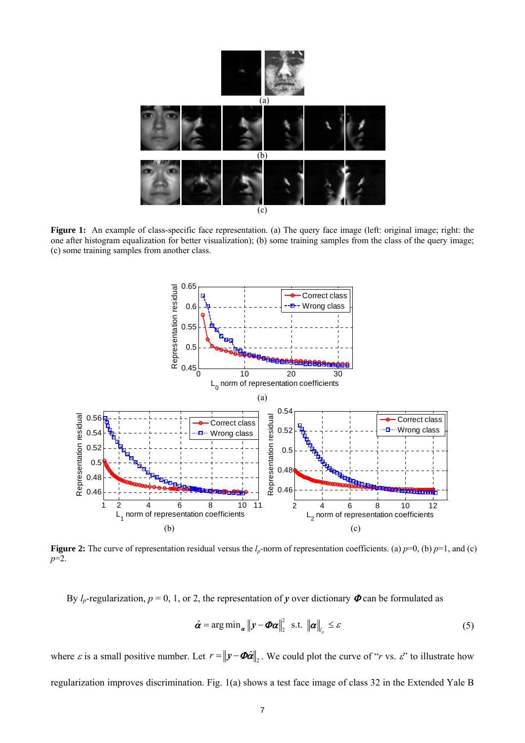**Figure 1:** An example of class-specific face representation. (a) The query face image (left: original image; right: the one after histogram equalization for better visualization); (b) some training samples from the class of the query image; (c) some training samples from another class.

**Figure 2:** The curve of representation residual versus the $l_p$-norm of representation coefficients. (a) $p$=0, (b) $p$=1, and (c) $p$=2.

By $l_p$-regularization, $p$ = 0, 1, or 2, the representation of $\boldsymbol{y}$ over dictionary $\boldsymbol{\Phi}$ can be formulated as

$$\hat{\boldsymbol{\alpha}} = \arg\min_{\boldsymbol{\alpha}} \left\| \boldsymbol{y} - \boldsymbol{\Phi}\boldsymbol{\alpha} \right\|_2^2 \quad \text{s.t.} \quad \left\| \boldsymbol{\alpha} \right\|_{l_p} \leq \varepsilon \tag{5}$$

where $\varepsilon$ is a small positive number. Let $r = \left\| \boldsymbol{y} - \boldsymbol{\Phi}\hat{\boldsymbol{\alpha}} \right\|_2$. We could plot the curve of "$r$ vs. $\varepsilon$" to illustrate how regularization improves discrimination. Fig. 1(a) shows a test face image of class 32 in the Extended Yale B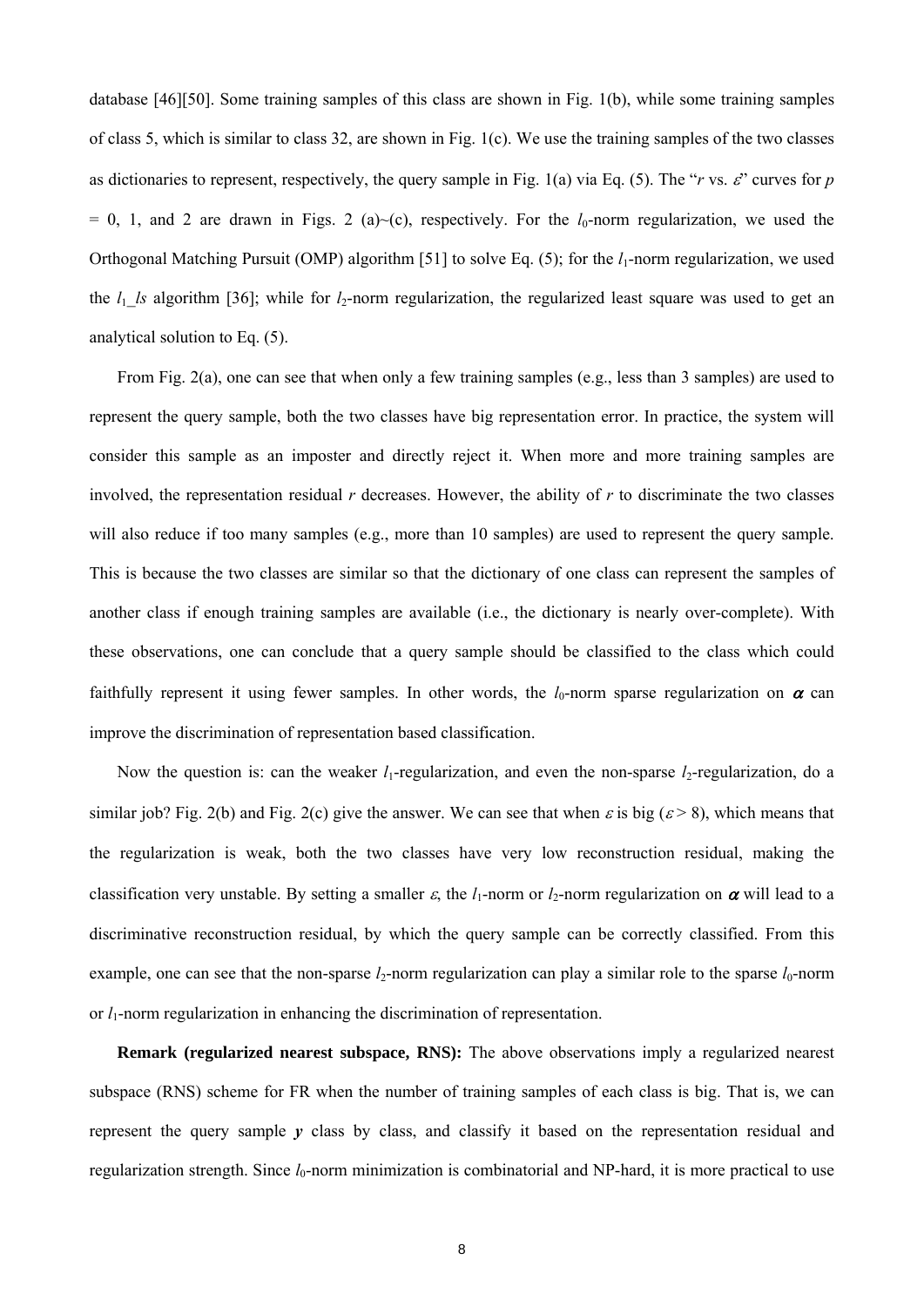database [46][50]. Some training samples of this class are shown in Fig. 1(b), while some training samples of class 5, which is similar to class 32, are shown in Fig. 1(c). We use the training samples of the two classes as dictionaries to represent, respectively, the query sample in Fig. 1(a) via Eq. (5). The "$r$ vs. $\varepsilon$" curves for $p = 0$, 1, and 2 are drawn in Figs. 2 (a)~(c), respectively. For the $l_0$-norm regularization, we used the Orthogonal Matching Pursuit (OMP) algorithm [51] to solve Eq. (5); for the $l_1$-norm regularization, we used the $l_1$_*ls* algorithm [36]; while for $l_2$-norm regularization, the regularized least square was used to get an analytical solution to Eq. (5).

From Fig. 2(a), one can see that when only a few training samples (e.g., less than 3 samples) are used to represent the query sample, both the two classes have big representation error. In practice, the system will consider this sample as an imposter and directly reject it. When more and more training samples are involved, the representation residual $r$ decreases. However, the ability of $r$ to discriminate the two classes will also reduce if too many samples (e.g., more than 10 samples) are used to represent the query sample. This is because the two classes are similar so that the dictionary of one class can represent the samples of another class if enough training samples are available (i.e., the dictionary is nearly over-complete). With these observations, one can conclude that a query sample should be classified to the class which could faithfully represent it using fewer samples. In other words, the $l_0$-norm sparse regularization on $\boldsymbol{\alpha}$ can improve the discrimination of representation based classification.

Now the question is: can the weaker $l_1$-regularization, and even the non-sparse $l_2$-regularization, do a similar job? Fig. 2(b) and Fig. 2(c) give the answer. We can see that when $\varepsilon$ is big ($\varepsilon > 8$), which means that the regularization is weak, both the two classes have very low reconstruction residual, making the classification very unstable. By setting a smaller $\varepsilon$, the $l_1$-norm or $l_2$-norm regularization on $\boldsymbol{\alpha}$ will lead to a discriminative reconstruction residual, by which the query sample can be correctly classified. From this example, one can see that the non-sparse $l_2$-norm regularization can play a similar role to the sparse $l_0$-norm or $l_1$-norm regularization in enhancing the discrimination of representation.

**Remark (regularized nearest subspace, RNS):** The above observations imply a regularized nearest subspace (RNS) scheme for FR when the number of training samples of each class is big. That is, we can represent the query sample $\boldsymbol{y}$ class by class, and classify it based on the representation residual and regularization strength. Since $l_0$-norm minimization is combinatorial and NP-hard, it is more practical to use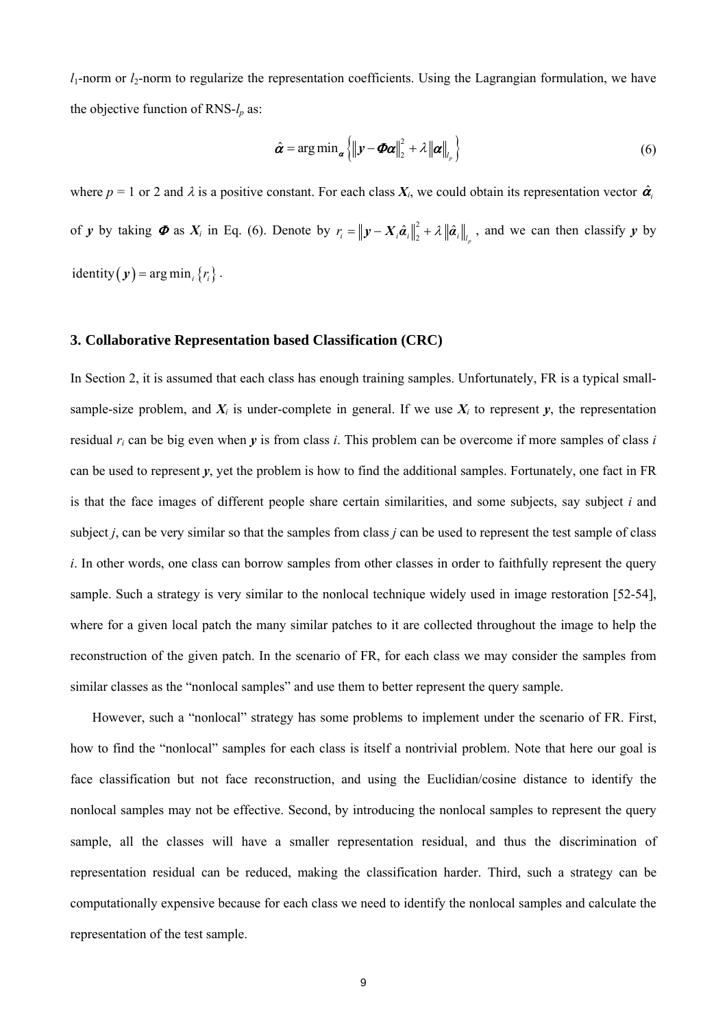$l_1$-norm or $l_2$-norm to regularize the representation coefficients. Using the Lagrangian formulation, we have the objective function of RNS-$l_p$ as:

$$\hat{\boldsymbol{\alpha}} = \arg\min_{\boldsymbol{\alpha}} \left\{ \left\| \boldsymbol{y} - \boldsymbol{\Phi\alpha} \right\|_2^2 + \lambda \left\| \boldsymbol{\alpha} \right\|_{l_p} \right\} \tag{6}$$

where $p$ = 1 or 2 and $\lambda$ is a positive constant. For each class $\boldsymbol{X}_i$, we could obtain its representation vector $\hat{\boldsymbol{\alpha}}_i$ of $\boldsymbol{y}$ by taking $\boldsymbol{\Phi}$ as $\boldsymbol{X}_i$ in Eq. (6). Denote by $r_i = \left\| \boldsymbol{y} - \boldsymbol{X}_i \hat{\boldsymbol{\alpha}}_i \right\|_2^2 + \lambda \left\| \hat{\boldsymbol{\alpha}}_i \right\|_{l_p}$, and we can then classify $\boldsymbol{y}$ by $\text{identity}(\boldsymbol{y}) = \arg\min_i \{r_i\}$.

## 3. Collaborative Representation based Classification (CRC)

In Section 2, it is assumed that each class has enough training samples. Unfortunately, FR is a typical small-sample-size problem, and $\boldsymbol{X}_i$ is under-complete in general. If we use $\boldsymbol{X}_i$ to represent $\boldsymbol{y}$, the representation residual $r_i$ can be big even when $\boldsymbol{y}$ is from class $i$. This problem can be overcome if more samples of class $i$ can be used to represent $\boldsymbol{y}$, yet the problem is how to find the additional samples. Fortunately, one fact in FR is that the face images of different people share certain similarities, and some subjects, say subject $i$ and subject $j$, can be very similar so that the samples from class $j$ can be used to represent the test sample of class $i$. In other words, one class can borrow samples from other classes in order to faithfully represent the query sample. Such a strategy is very similar to the nonlocal technique widely used in image restoration [52-54], where for a given local patch the many similar patches to it are collected throughout the image to help the reconstruction of the given patch. In the scenario of FR, for each class we may consider the samples from similar classes as the "nonlocal samples" and use them to better represent the query sample.

However, such a "nonlocal" strategy has some problems to implement under the scenario of FR. First, how to find the "nonlocal" samples for each class is itself a nontrivial problem. Note that here our goal is face classification but not face reconstruction, and using the Euclidian/cosine distance to identify the nonlocal samples may not be effective. Second, by introducing the nonlocal samples to represent the query sample, all the classes will have a smaller representation residual, and thus the discrimination of representation residual can be reduced, making the classification harder. Third, such a strategy can be computationally expensive because for each class we need to identify the nonlocal samples and calculate the representation of the test sample.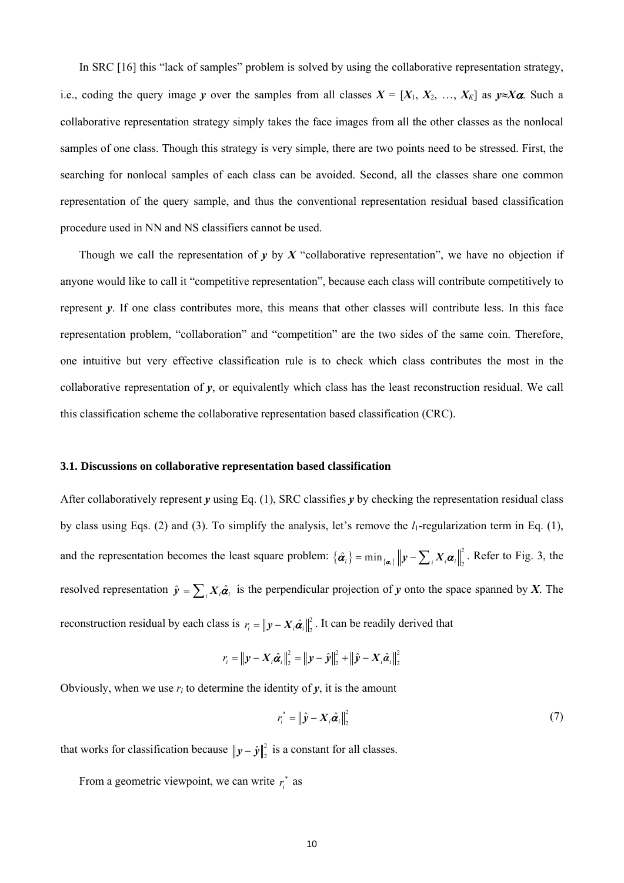In SRC [16] this "lack of samples" problem is solved by using the collaborative representation strategy, i.e., coding the query image $\boldsymbol{y}$ over the samples from all classes $\boldsymbol{X} = [\boldsymbol{X}_1, \boldsymbol{X}_2, \ldots, \boldsymbol{X}_K]$ as $\boldsymbol{y} \approx \boldsymbol{X\alpha}$. Such a collaborative representation strategy simply takes the face images from all the other classes as the nonlocal samples of one class. Though this strategy is very simple, there are two points need to be stressed. First, the searching for nonlocal samples of each class can be avoided. Second, all the classes share one common representation of the query sample, and thus the conventional representation residual based classification procedure used in NN and NS classifiers cannot be used.

Though we call the representation of $\boldsymbol{y}$ by $\boldsymbol{X}$ "collaborative representation", we have no objection if anyone would like to call it "competitive representation", because each class will contribute competitively to represent $\boldsymbol{y}$. If one class contributes more, this means that other classes will contribute less. In this face representation problem, "collaboration" and "competition" are the two sides of the same coin. Therefore, one intuitive but very effective classification rule is to check which class contributes the most in the collaborative representation of $\boldsymbol{y}$, or equivalently which class has the least reconstruction residual. We call this classification scheme the collaborative representation based classification (CRC).

### 3.1. Discussions on collaborative representation based classification

After collaboratively represent $\boldsymbol{y}$ using Eq. (1), SRC classifies $\boldsymbol{y}$ by checking the representation residual class by class using Eqs. (2) and (3). To simplify the analysis, let's remove the $l_1$-regularization term in Eq. (1), and the representation becomes the least square problem: $\{\hat{\boldsymbol{\alpha}}_i\} = \min_{\{\boldsymbol{\alpha}_i\}} \left\| \boldsymbol{y} - \sum_i \boldsymbol{X}_i \boldsymbol{\alpha}_i \right\|_2^2$. Refer to Fig. 3, the resolved representation $\hat{\boldsymbol{y}} = \sum_i \boldsymbol{X}_i \hat{\boldsymbol{\alpha}}_i$ is the perpendicular projection of $\boldsymbol{y}$ onto the space spanned by $\boldsymbol{X}$. The reconstruction residual by each class is $r_i = \left\| \boldsymbol{y} - \boldsymbol{X}_i \hat{\boldsymbol{\alpha}}_i \right\|_2^2$. It can be readily derived that

$$r_i = \left\| \boldsymbol{y} - \boldsymbol{X}_i \hat{\boldsymbol{\alpha}}_i \right\|_2^2 = \left\| \boldsymbol{y} - \hat{\boldsymbol{y}} \right\|_2^2 + \left\| \hat{\boldsymbol{y}} - \boldsymbol{X}_i \hat{\boldsymbol{\alpha}}_i \right\|_2^2$$

Obviously, when we use $r_i$ to determine the identity of $\boldsymbol{y}$, it is the amount

$$r_i^* = \left\| \hat{\boldsymbol{y}} - \boldsymbol{X}_i \hat{\boldsymbol{\alpha}}_i \right\|_2^2 \tag{7}$$

that works for classification because $\left\| \boldsymbol{y} - \hat{\boldsymbol{y}} \right\|_2^2$ is a constant for all classes.

From a geometric viewpoint, we can write $r_i^*$ as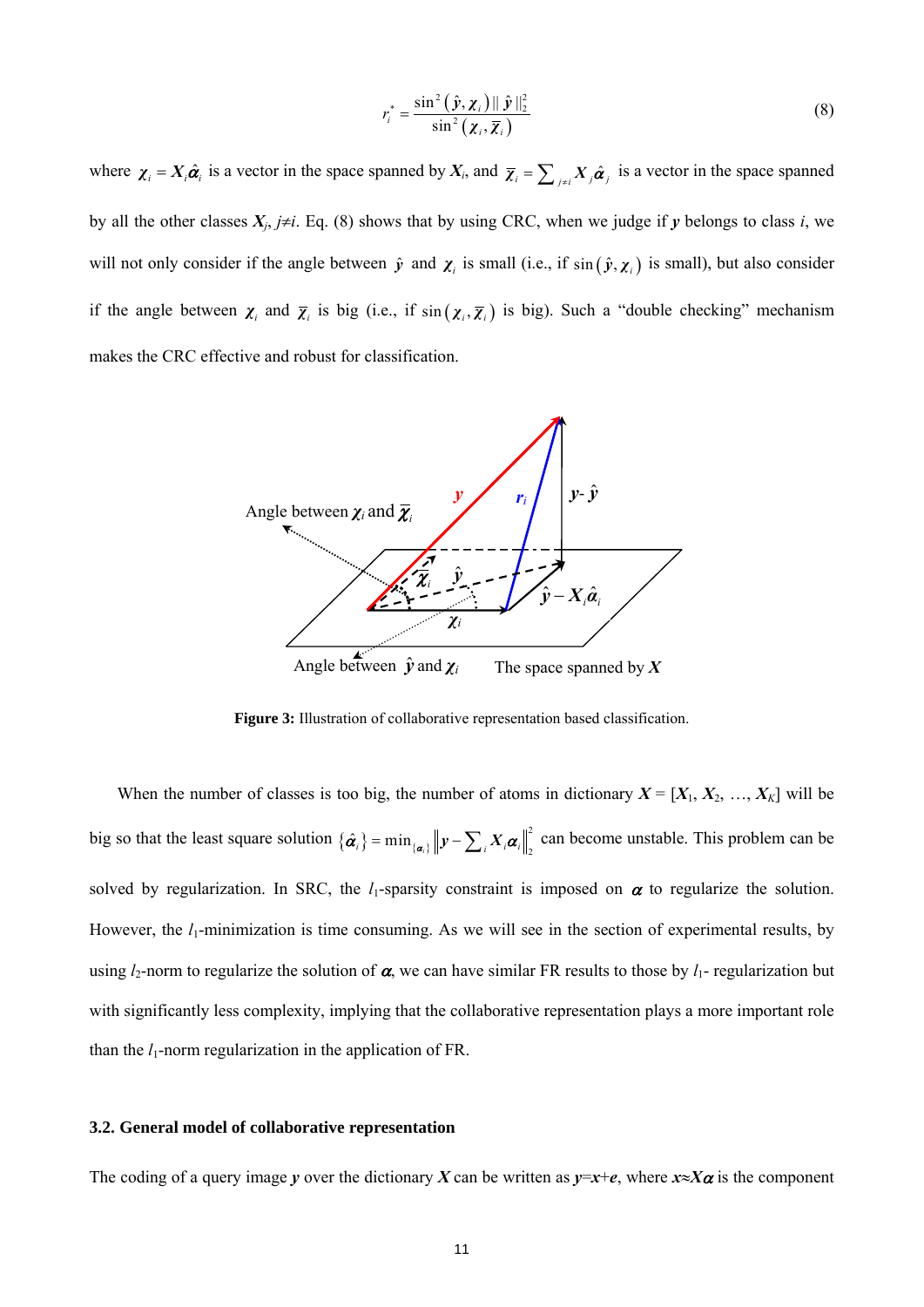$$r_i^* = \frac{\sin^2(\hat{\boldsymbol{y}}, \boldsymbol{\chi}_i)\|\hat{\boldsymbol{y}}\|_2^2}{\sin^2(\boldsymbol{\chi}_i, \overline{\boldsymbol{\chi}}_i)} \tag{8}$$

where $\boldsymbol{\chi}_i = \boldsymbol{X}_i\hat{\boldsymbol{\alpha}}_i$ is a vector in the space spanned by $\boldsymbol{X}_i$, and $\overline{\boldsymbol{\chi}}_i = \sum_{j\neq i}\boldsymbol{X}_j\hat{\boldsymbol{\alpha}}_j$ is a vector in the space spanned by all the other classes $\boldsymbol{X}_j$, $j\neq i$. Eq. (8) shows that by using CRC, when we judge if $\boldsymbol{y}$ belongs to class $i$, we will not only consider if the angle between $\hat{\boldsymbol{y}}$ and $\boldsymbol{\chi}_i$ is small (i.e., if $\sin(\hat{\boldsymbol{y}}, \boldsymbol{\chi}_i)$ is small), but also consider if the angle between $\boldsymbol{\chi}_i$ and $\overline{\boldsymbol{\chi}}_i$ is big (i.e., if $\sin(\boldsymbol{\chi}_i, \overline{\boldsymbol{\chi}}_i)$ is big). Such a "double checking" mechanism makes the CRC effective and robust for classification.

**Figure 3:** Illustration of collaborative representation based classification.

When the number of classes is too big, the number of atoms in dictionary $\boldsymbol{X} = [\boldsymbol{X}_1, \boldsymbol{X}_2, \ldots, \boldsymbol{X}_K]$ will be big so that the least square solution $\{\hat{\boldsymbol{\alpha}}_i\} = \min_{\{\boldsymbol{\alpha}_i\}}\left\|\boldsymbol{y} - \sum_i \boldsymbol{X}_i\boldsymbol{\alpha}_i\right\|_2^2$ can become unstable. This problem can be solved by regularization. In SRC, the $l_1$-sparsity constraint is imposed on $\boldsymbol{\alpha}$ to regularize the solution. However, the $l_1$-minimization is time consuming. As we will see in the section of experimental results, by using $l_2$-norm to regularize the solution of $\boldsymbol{\alpha}$, we can have similar FR results to those by $l_1$- regularization but with significantly less complexity, implying that the collaborative representation plays a more important role than the $l_1$-norm regularization in the application of FR.

### 3.2. General model of collaborative representation

The coding of a query image $\boldsymbol{y}$ over the dictionary $\boldsymbol{X}$ can be written as $\boldsymbol{y}=\boldsymbol{x}+\boldsymbol{e}$, where $\boldsymbol{x}\approx\boldsymbol{X}\boldsymbol{\alpha}$ is the component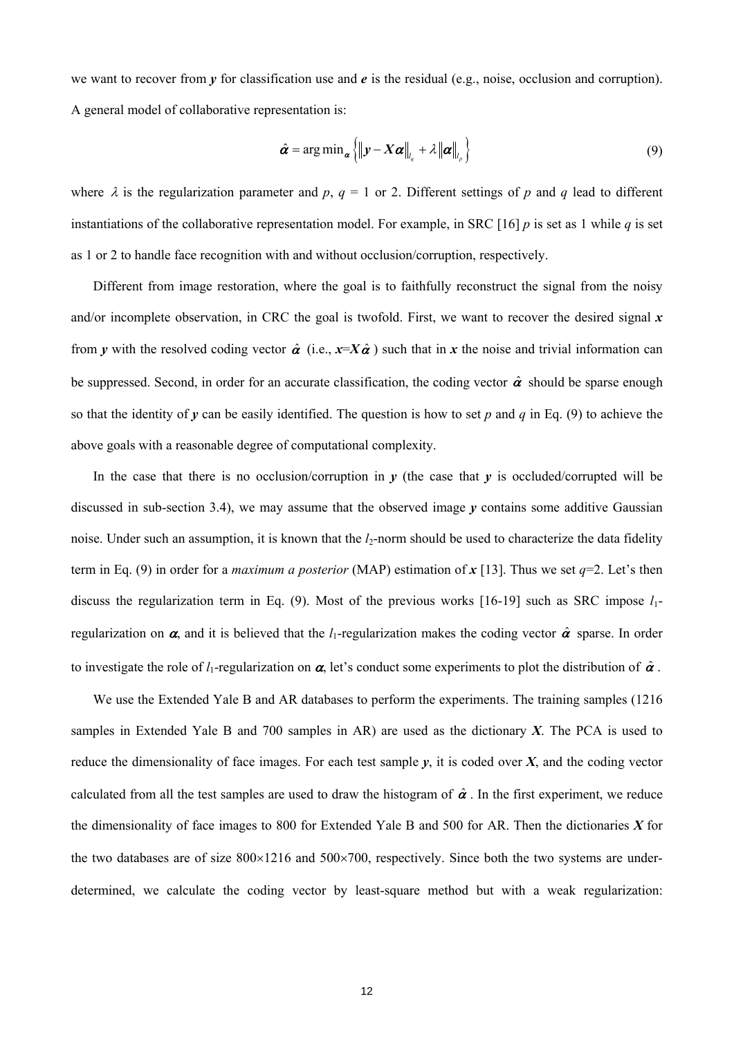we want to recover from $\boldsymbol{y}$ for classification use and $\boldsymbol{e}$ is the residual (e.g., noise, occlusion and corruption). A general model of collaborative representation is:

$$\hat{\boldsymbol{\alpha}} = \arg\min_{\boldsymbol{\alpha}} \left\{ \left\| \boldsymbol{y} - \boldsymbol{X}\boldsymbol{\alpha} \right\|_{l_q} + \lambda \left\| \boldsymbol{\alpha} \right\|_{l_p} \right\} \tag{9}$$

where $\lambda$ is the regularization parameter and $p$, $q$ = 1 or 2. Different settings of $p$ and $q$ lead to different instantiations of the collaborative representation model. For example, in SRC [16] $p$ is set as 1 while $q$ is set as 1 or 2 to handle face recognition with and without occlusion/corruption, respectively.

Different from image restoration, where the goal is to faithfully reconstruct the signal from the noisy and/or incomplete observation, in CRC the goal is twofold. First, we want to recover the desired signal $\boldsymbol{x}$ from $\boldsymbol{y}$ with the resolved coding vector $\hat{\boldsymbol{\alpha}}$ (i.e., $\boldsymbol{x}=\boldsymbol{X}\hat{\boldsymbol{\alpha}}$) such that in $\boldsymbol{x}$ the noise and trivial information can be suppressed. Second, in order for an accurate classification, the coding vector $\hat{\boldsymbol{\alpha}}$ should be sparse enough so that the identity of $\boldsymbol{y}$ can be easily identified. The question is how to set $p$ and $q$ in Eq. (9) to achieve the above goals with a reasonable degree of computational complexity.

In the case that there is no occlusion/corruption in $\boldsymbol{y}$ (the case that $\boldsymbol{y}$ is occluded/corrupted will be discussed in sub-section 3.4), we may assume that the observed image $\boldsymbol{y}$ contains some additive Gaussian noise. Under such an assumption, it is known that the $l_2$-norm should be used to characterize the data fidelity term in Eq. (9) in order for a *maximum a posterior* (MAP) estimation of $\boldsymbol{x}$ [13]. Thus we set $q$=2. Let's then discuss the regularization term in Eq. (9). Most of the previous works [16-19] such as SRC impose $l_1$-regularization on $\boldsymbol{\alpha}$, and it is believed that the $l_1$-regularization makes the coding vector $\hat{\boldsymbol{\alpha}}$ sparse. In order to investigate the role of $l_1$-regularization on $\boldsymbol{\alpha}$, let's conduct some experiments to plot the distribution of $\hat{\boldsymbol{\alpha}}$.

We use the Extended Yale B and AR databases to perform the experiments. The training samples (1216 samples in Extended Yale B and 700 samples in AR) are used as the dictionary $\boldsymbol{X}$. The PCA is used to reduce the dimensionality of face images. For each test sample $\boldsymbol{y}$, it is coded over $\boldsymbol{X}$, and the coding vector calculated from all the test samples are used to draw the histogram of $\hat{\boldsymbol{\alpha}}$. In the first experiment, we reduce the dimensionality of face images to 800 for Extended Yale B and 500 for AR. Then the dictionaries $\boldsymbol{X}$ for the two databases are of size 800×1216 and 500×700, respectively. Since both the two systems are under-determined, we calculate the coding vector by least-square method but with a weak regularization: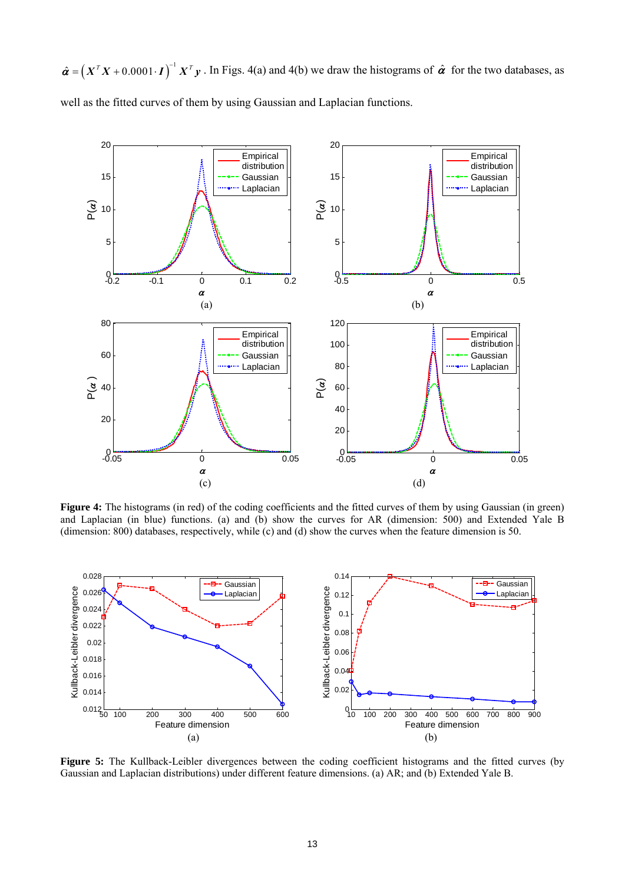$\hat{\boldsymbol{\alpha}} = \left(\boldsymbol{X}^T\boldsymbol{X} + 0.0001\cdot\boldsymbol{I}\right)^{-1}\boldsymbol{X}^T\boldsymbol{y}$. In Figs. 4(a) and 4(b) we draw the histograms of $\hat{\boldsymbol{\alpha}}$ for the two databases, as well as the fitted curves of them by using Gaussian and Laplacian functions.

**Figure 4:** The histograms (in red) of the coding coefficients and the fitted curves of them by using Gaussian (in green) and Laplacian (in blue) functions. (a) and (b) show the curves for AR (dimension: 500) and Extended Yale B (dimension: 800) databases, respectively, while (c) and (d) show the curves when the feature dimension is 50.

**Figure 5:** The Kullback-Leibler divergences between the coding coefficient histograms and the fitted curves (by Gaussian and Laplacian distributions) under different feature dimensions. (a) AR; and (b) Extended Yale B.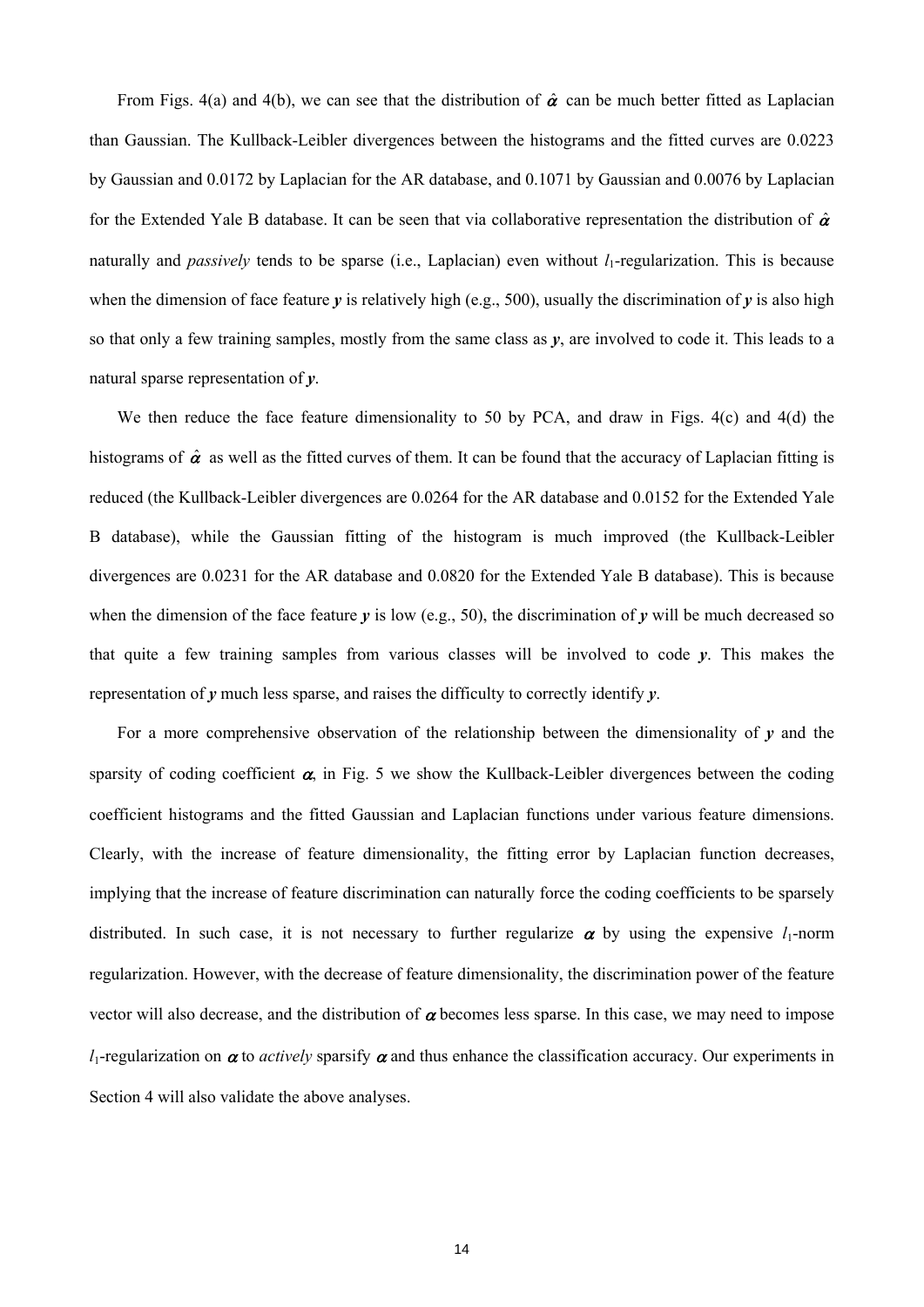From Figs. 4(a) and 4(b), we can see that the distribution of $\hat{\boldsymbol{\alpha}}$ can be much better fitted as Laplacian than Gaussian. The Kullback-Leibler divergences between the histograms and the fitted curves are 0.0223 by Gaussian and 0.0172 by Laplacian for the AR database, and 0.1071 by Gaussian and 0.0076 by Laplacian for the Extended Yale B database. It can be seen that via collaborative representation the distribution of $\hat{\boldsymbol{\alpha}}$ naturally and *passively* tends to be sparse (i.e., Laplacian) even without $l_1$-regularization. This is because when the dimension of face feature $\boldsymbol{y}$ is relatively high (e.g., 500), usually the discrimination of $\boldsymbol{y}$ is also high so that only a few training samples, mostly from the same class as $\boldsymbol{y}$, are involved to code it. This leads to a natural sparse representation of $\boldsymbol{y}$.

We then reduce the face feature dimensionality to 50 by PCA, and draw in Figs. 4(c) and 4(d) the histograms of $\hat{\boldsymbol{\alpha}}$ as well as the fitted curves of them. It can be found that the accuracy of Laplacian fitting is reduced (the Kullback-Leibler divergences are 0.0264 for the AR database and 0.0152 for the Extended Yale B database), while the Gaussian fitting of the histogram is much improved (the Kullback-Leibler divergences are 0.0231 for the AR database and 0.0820 for the Extended Yale B database). This is because when the dimension of the face feature $\boldsymbol{y}$ is low (e.g., 50), the discrimination of $\boldsymbol{y}$ will be much decreased so that quite a few training samples from various classes will be involved to code $\boldsymbol{y}$. This makes the representation of $\boldsymbol{y}$ much less sparse, and raises the difficulty to correctly identify $\boldsymbol{y}$.

For a more comprehensive observation of the relationship between the dimensionality of $\boldsymbol{y}$ and the sparsity of coding coefficient $\boldsymbol{\alpha}$, in Fig. 5 we show the Kullback-Leibler divergences between the coding coefficient histograms and the fitted Gaussian and Laplacian functions under various feature dimensions. Clearly, with the increase of feature dimensionality, the fitting error by Laplacian function decreases, implying that the increase of feature discrimination can naturally force the coding coefficients to be sparsely distributed. In such case, it is not necessary to further regularize $\boldsymbol{\alpha}$ by using the expensive $l_1$-norm regularization. However, with the decrease of feature dimensionality, the discrimination power of the feature vector will also decrease, and the distribution of $\boldsymbol{\alpha}$ becomes less sparse. In this case, we may need to impose $l_1$-regularization on $\boldsymbol{\alpha}$ to *actively* sparsify $\boldsymbol{\alpha}$ and thus enhance the classification accuracy. Our experiments in Section 4 will also validate the above analyses.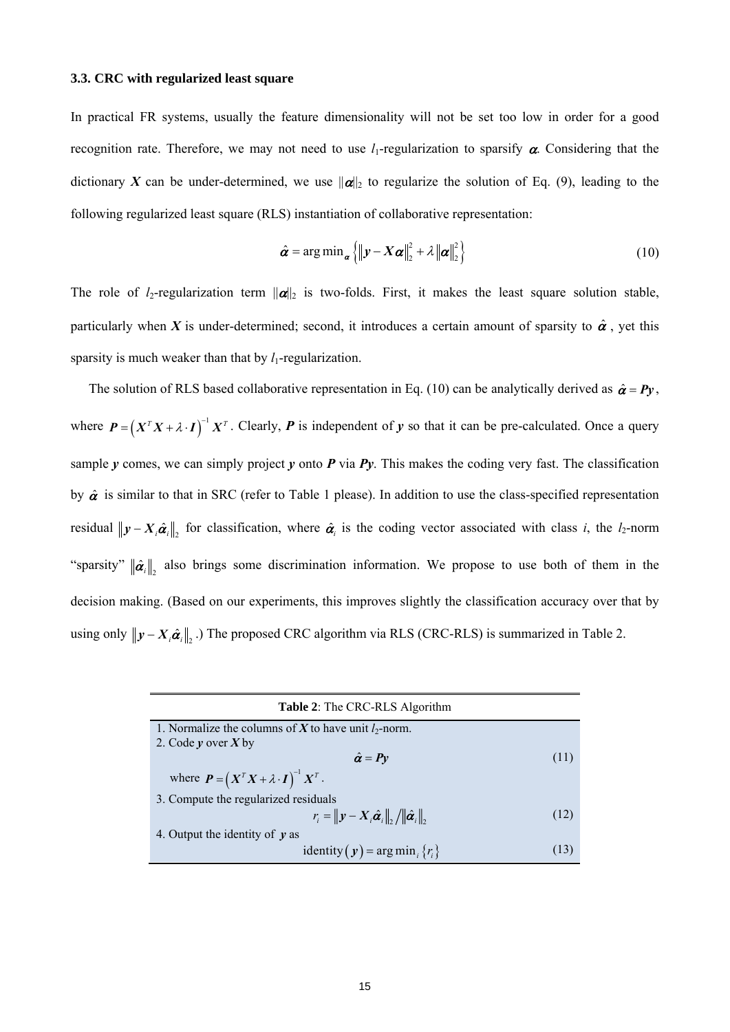### 3.3. CRC with regularized least square

In practical FR systems, usually the feature dimensionality will not be set too low in order for a good recognition rate. Therefore, we may not need to use $l_1$-regularization to sparsify $\boldsymbol{\alpha}$. Considering that the dictionary $\boldsymbol{X}$ can be under-determined, we use $\|\boldsymbol{\alpha}\|_2$ to regularize the solution of Eq. (9), leading to the following regularized least square (RLS) instantiation of collaborative representation:

$$\hat{\boldsymbol{\alpha}} = \arg\min_{\boldsymbol{\alpha}} \left\{ \|\boldsymbol{y} - \boldsymbol{X}\boldsymbol{\alpha}\|_2^2 + \lambda \|\boldsymbol{\alpha}\|_2^2 \right\} \tag{10}$$

The role of $l_2$-regularization term $\|\boldsymbol{\alpha}\|_2$ is two-folds. First, it makes the least square solution stable, particularly when $\boldsymbol{X}$ is under-determined; second, it introduces a certain amount of sparsity to $\hat{\boldsymbol{\alpha}}$, yet this sparsity is much weaker than that by $l_1$-regularization.

The solution of RLS based collaborative representation in Eq. (10) can be analytically derived as $\hat{\boldsymbol{\alpha}} = \boldsymbol{P}\boldsymbol{y}$, where $\boldsymbol{P} = \left(\boldsymbol{X}^T\boldsymbol{X} + \lambda \cdot \boldsymbol{I}\right)^{-1}\boldsymbol{X}^T$. Clearly, $\boldsymbol{P}$ is independent of $\boldsymbol{y}$ so that it can be pre-calculated. Once a query sample $\boldsymbol{y}$ comes, we can simply project $\boldsymbol{y}$ onto $\boldsymbol{P}$ via $\boldsymbol{P}\boldsymbol{y}$. This makes the coding very fast. The classification by $\hat{\boldsymbol{\alpha}}$ is similar to that in SRC (refer to Table 1 please). In addition to use the class-specified representation residual $\|\boldsymbol{y} - \boldsymbol{X}_i\hat{\boldsymbol{\alpha}}_i\|_2$ for classification, where $\hat{\boldsymbol{\alpha}}_i$ is the coding vector associated with class $i$, the $l_2$-norm "sparsity" $\|\hat{\boldsymbol{\alpha}}_i\|_2$ also brings some discrimination information. We propose to use both of them in the decision making. (Based on our experiments, this improves slightly the classification accuracy over that by using only $\|\boldsymbol{y} - \boldsymbol{X}_i\hat{\boldsymbol{\alpha}}_i\|_2$.) The proposed CRC algorithm via RLS (CRC-RLS) is summarized in Table 2.

**Table 2**: The CRC-RLS Algorithm

1. Normalize the columns of $\boldsymbol{X}$ to have unit $l_2$-norm.
2. Code $\boldsymbol{y}$ over $\boldsymbol{X}$ by

$$\hat{\boldsymbol{\alpha}} = \boldsymbol{P}\boldsymbol{y} \tag{11}$$

   where $\boldsymbol{P} = \left(\boldsymbol{X}^T\boldsymbol{X} + \lambda \cdot \boldsymbol{I}\right)^{-1}\boldsymbol{X}^T$.

3. Compute the regularized residuals

$$r_i = \|\boldsymbol{y} - \boldsymbol{X}_i\hat{\boldsymbol{\alpha}}_i\|_2 / \|\hat{\boldsymbol{\alpha}}_i\|_2 \tag{12}$$

4. Output the identity of $\boldsymbol{y}$ as

$$\text{identity}(\boldsymbol{y}) = \arg\min_i \{r_i\} \tag{13}$$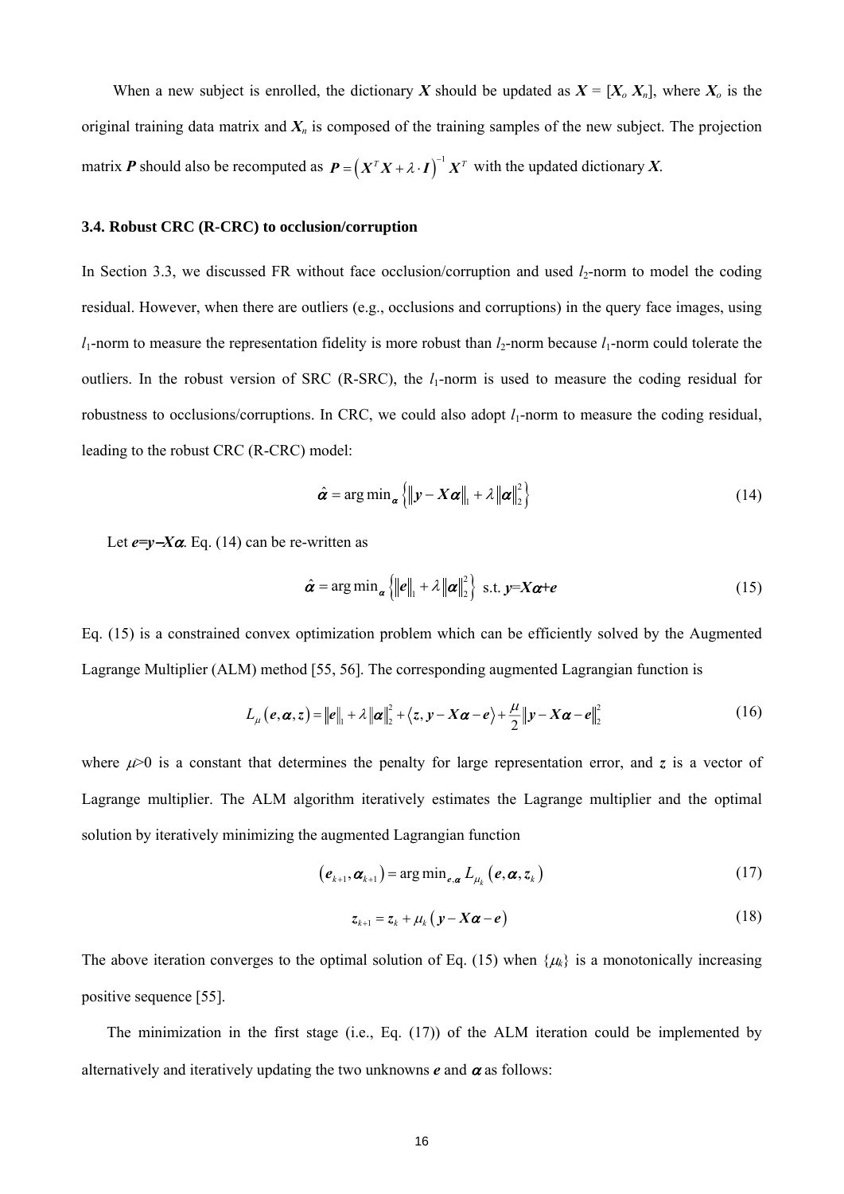When a new subject is enrolled, the dictionary $\boldsymbol{X}$ should be updated as $\boldsymbol{X} = [\boldsymbol{X}_o\ \boldsymbol{X}_n]$, where $\boldsymbol{X}_o$ is the original training data matrix and $\boldsymbol{X}_n$ is composed of the training samples of the new subject. The projection matrix $\boldsymbol{P}$ should also be recomputed as $\boldsymbol{P} = \left(\boldsymbol{X}^T\boldsymbol{X} + \lambda \cdot \boldsymbol{I}\right)^{-1}\boldsymbol{X}^T$ with the updated dictionary $\boldsymbol{X}$.

### 3.4. Robust CRC (R-CRC) to occlusion/corruption

In Section 3.3, we discussed FR without face occlusion/corruption and used $l_2$-norm to model the coding residual. However, when there are outliers (e.g., occlusions and corruptions) in the query face images, using $l_1$-norm to measure the representation fidelity is more robust than $l_2$-norm because $l_1$-norm could tolerate the outliers. In the robust version of SRC (R-SRC), the $l_1$-norm is used to measure the coding residual for robustness to occlusions/corruptions. In CRC, we could also adopt $l_1$-norm to measure the coding residual, leading to the robust CRC (R-CRC) model:

$$\hat{\boldsymbol{\alpha}} = \arg\min_{\boldsymbol{\alpha}} \left\{ \left\| \boldsymbol{y} - \boldsymbol{X}\boldsymbol{\alpha} \right\|_1 + \lambda \left\| \boldsymbol{\alpha} \right\|_2^2 \right\} \tag{14}$$

Let $\boldsymbol{e}=\boldsymbol{y}-\boldsymbol{X}\boldsymbol{\alpha}$. Eq. (14) can be re-written as

$$\hat{\boldsymbol{\alpha}} = \arg\min_{\boldsymbol{\alpha}} \left\{ \left\| \boldsymbol{e} \right\|_1 + \lambda \left\| \boldsymbol{\alpha} \right\|_2^2 \right\} \text{ s.t. } \boldsymbol{y}=\boldsymbol{X}\boldsymbol{\alpha}+\boldsymbol{e} \tag{15}$$

Eq. (15) is a constrained convex optimization problem which can be efficiently solved by the Augmented Lagrange Multiplier (ALM) method [55, 56]. The corresponding augmented Lagrangian function is

$$L_{\mu}\left(\boldsymbol{e},\boldsymbol{\alpha},\boldsymbol{z}\right) = \left\| \boldsymbol{e} \right\|_1 + \lambda \left\| \boldsymbol{\alpha} \right\|_2^2 + \left\langle \boldsymbol{z}, \boldsymbol{y} - \boldsymbol{X}\boldsymbol{\alpha} - \boldsymbol{e} \right\rangle + \frac{\mu}{2} \left\| \boldsymbol{y} - \boldsymbol{X}\boldsymbol{\alpha} - \boldsymbol{e} \right\|_2^2 \tag{16}$$

where $\mu>0$ is a constant that determines the penalty for large representation error, and $\boldsymbol{z}$ is a vector of Lagrange multiplier. The ALM algorithm iteratively estimates the Lagrange multiplier and the optimal solution by iteratively minimizing the augmented Lagrangian function

$$\left(\boldsymbol{e}_{k+1}, \boldsymbol{\alpha}_{k+1}\right) = \arg\min_{\boldsymbol{e},\boldsymbol{\alpha}} L_{\mu_k}\left(\boldsymbol{e},\boldsymbol{\alpha},\boldsymbol{z}_k\right) \tag{17}$$

$$\boldsymbol{z}_{k+1} = \boldsymbol{z}_k + \mu_k\left(\boldsymbol{y} - \boldsymbol{X}\boldsymbol{\alpha} - \boldsymbol{e}\right) \tag{18}$$

The above iteration converges to the optimal solution of Eq. (15) when $\{\mu_k\}$ is a monotonically increasing positive sequence [55].

The minimization in the first stage (i.e., Eq. (17)) of the ALM iteration could be implemented by alternatively and iteratively updating the two unknowns $\boldsymbol{e}$ and $\boldsymbol{\alpha}$ as follows: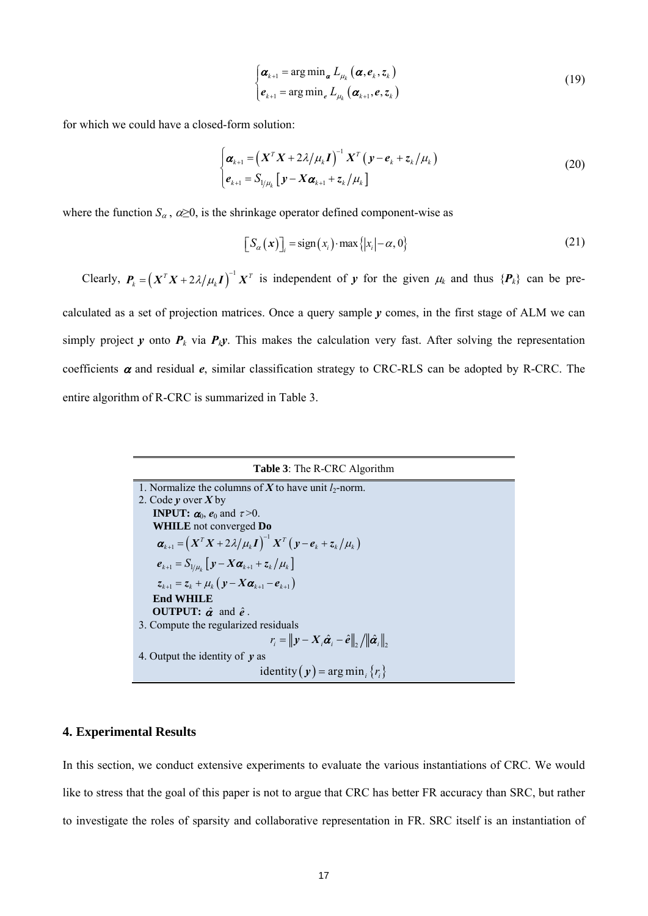$$\begin{cases} \boldsymbol{\alpha}_{k+1} = \arg\min_{\boldsymbol{\alpha}} L_{\mu_k}\left(\boldsymbol{\alpha}, \boldsymbol{e}_k, \boldsymbol{z}_k\right) \\ \boldsymbol{e}_{k+1} = \arg\min_{\boldsymbol{e}} L_{\mu_k}\left(\boldsymbol{\alpha}_{k+1}, \boldsymbol{e}, \boldsymbol{z}_k\right) \end{cases} \tag{19}$$

for which we could have a closed-form solution:

$$\begin{cases} \boldsymbol{\alpha}_{k+1} = \left(\boldsymbol{X}^T\boldsymbol{X} + 2\lambda/\mu_k \boldsymbol{I}\right)^{-1} \boldsymbol{X}^T\left(\boldsymbol{y} - \boldsymbol{e}_k + \boldsymbol{z}_k/\mu_k\right) \\ \boldsymbol{e}_{k+1} = S_{1/\mu_k}\left[\boldsymbol{y} - \boldsymbol{X}\boldsymbol{\alpha}_{k+1} + \boldsymbol{z}_k/\mu_k\right] \end{cases} \tag{20}$$

where the function $S_\alpha$, $\alpha\geq 0$, is the shrinkage operator defined component-wise as

$$\left[S_\alpha\left(\boldsymbol{x}\right)\right]_i = \operatorname{sign}\left(x_i\right)\cdot\max\left\{\left|x_i\right| - \alpha, 0\right\} \tag{21}$$

Clearly, $\boldsymbol{P}_k = \left(\boldsymbol{X}^T\boldsymbol{X} + 2\lambda/\mu_k\boldsymbol{I}\right)^{-1}\boldsymbol{X}^T$ is independent of $\boldsymbol{y}$ for the given $\mu_k$ and thus $\{\boldsymbol{P}_k\}$ can be pre-calculated as a set of projection matrices. Once a query sample $\boldsymbol{y}$ comes, in the first stage of ALM we can simply project $\boldsymbol{y}$ onto $\boldsymbol{P}_k$ via $\boldsymbol{P}_k\boldsymbol{y}$. This makes the calculation very fast. After solving the representation coefficients $\boldsymbol{\alpha}$ and residual $\boldsymbol{e}$, similar classification strategy to CRC-RLS can be adopted by R-CRC. The entire algorithm of R-CRC is summarized in Table 3.

| **Table 3**: The R-CRC Algorithm |
|---|
| 1. Normalize the columns of $\boldsymbol{X}$ to have unit $l_2$-norm. |
| 2. Code $\boldsymbol{y}$ over $\boldsymbol{X}$ by |
| **INPUT:** $\boldsymbol{\alpha}_0$, $\boldsymbol{e}_0$ and $\tau>0$. |
| **WHILE** not converged **Do** |
| $\boldsymbol{\alpha}_{k+1} = \left(\boldsymbol{X}^T\boldsymbol{X} + 2\lambda/\mu_k\boldsymbol{I}\right)^{-1}\boldsymbol{X}^T\left(\boldsymbol{y} - \boldsymbol{e}_k + \boldsymbol{z}_k/\mu_k\right)$ |
| $\boldsymbol{e}_{k+1} = S_{1/\mu_k}\left[\boldsymbol{y} - \boldsymbol{X}\boldsymbol{\alpha}_{k+1} + \boldsymbol{z}_k/\mu_k\right]$ |
| $\boldsymbol{z}_{k+1} = \boldsymbol{z}_k + \mu_k\left(\boldsymbol{y} - \boldsymbol{X}\boldsymbol{\alpha}_{k+1} - \boldsymbol{e}_{k+1}\right)$ |
| **End WHILE** |
| **OUTPUT:** $\hat{\boldsymbol{\alpha}}$ and $\hat{\boldsymbol{e}}$. |
| 3. Compute the regularized residuals |
| $r_i = \left\Vert\boldsymbol{y} - \boldsymbol{X}_i\hat{\boldsymbol{\alpha}}_i - \hat{\boldsymbol{e}}\right\Vert_2 / \left\Vert\hat{\boldsymbol{\alpha}}_i\right\Vert_2$ |
| 4. Output the identity of $\boldsymbol{y}$ as |
| $\text{identity}\left(\boldsymbol{y}\right) = \arg\min_i\left\{r_i\right\}$ |

### 4. Experimental Results

In this section, we conduct extensive experiments to evaluate the various instantiations of CRC. We would like to stress that the goal of this paper is not to argue that CRC has better FR accuracy than SRC, but rather to investigate the roles of sparsity and collaborative representation in FR. SRC itself is an instantiation of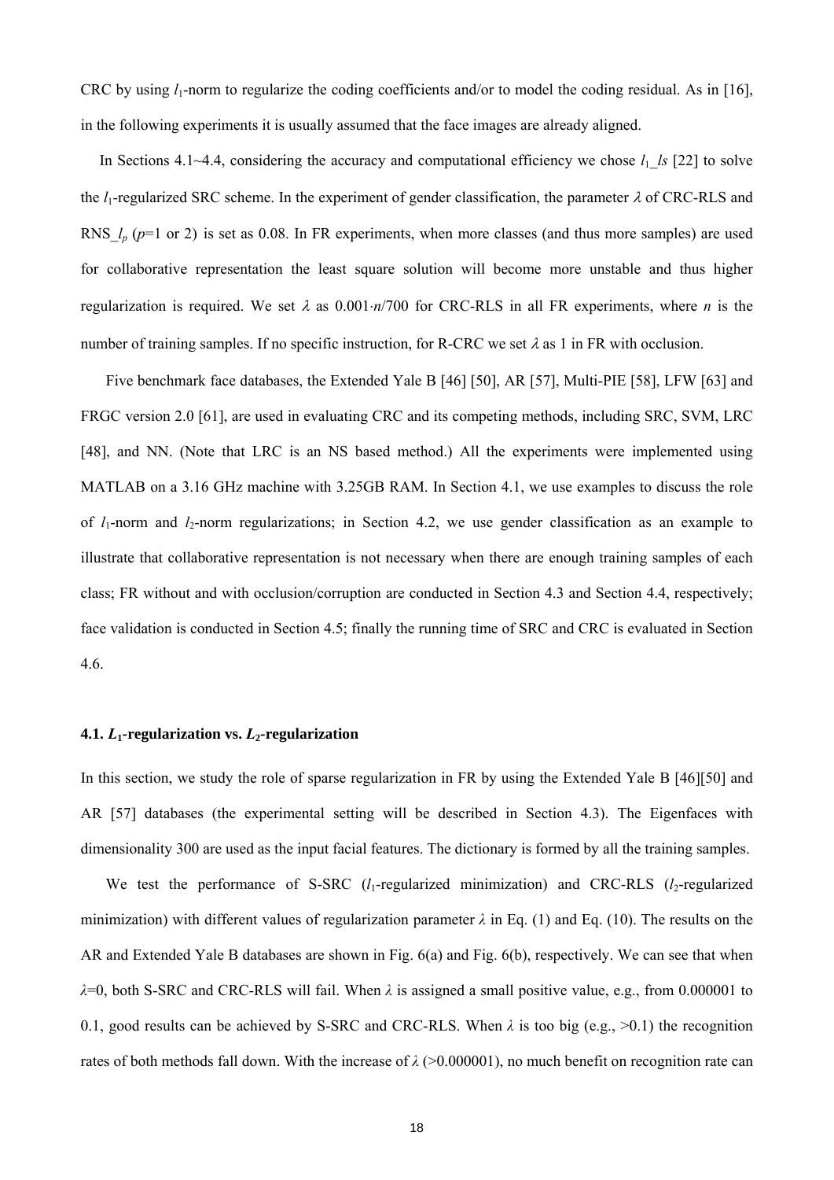CRC by using $l_1$-norm to regularize the coding coefficients and/or to model the coding residual. As in [16], in the following experiments it is usually assumed that the face images are already aligned.

In Sections 4.1~4.4, considering the accuracy and computational efficiency we chose $l_1\_ls$ [22] to solve the $l_1$-regularized SRC scheme. In the experiment of gender classification, the parameter $\lambda$ of CRC-RLS and RNS_$l_p$ ($p$=1 or 2) is set as 0.08. In FR experiments, when more classes (and thus more samples) are used for collaborative representation the least square solution will become more unstable and thus higher regularization is required. We set $\lambda$ as $0.001 \cdot n/700$ for CRC-RLS in all FR experiments, where $n$ is the number of training samples. If no specific instruction, for R-CRC we set $\lambda$ as 1 in FR with occlusion.

Five benchmark face databases, the Extended Yale B [46] [50], AR [57], Multi-PIE [58], LFW [63] and FRGC version 2.0 [61], are used in evaluating CRC and its competing methods, including SRC, SVM, LRC [48], and NN. (Note that LRC is an NS based method.) All the experiments were implemented using MATLAB on a 3.16 GHz machine with 3.25GB RAM. In Section 4.1, we use examples to discuss the role of $l_1$-norm and $l_2$-norm regularizations; in Section 4.2, we use gender classification as an example to illustrate that collaborative representation is not necessary when there are enough training samples of each class; FR without and with occlusion/corruption are conducted in Section 4.3 and Section 4.4, respectively; face validation is conducted in Section 4.5; finally the running time of SRC and CRC is evaluated in Section 4.6.

### 4.1. $L_1$-regularization vs. $L_2$-regularization

In this section, we study the role of sparse regularization in FR by using the Extended Yale B [46][50] and AR [57] databases (the experimental setting will be described in Section 4.3). The Eigenfaces with dimensionality 300 are used as the input facial features. The dictionary is formed by all the training samples.

We test the performance of S-SRC ($l_1$-regularized minimization) and CRC-RLS ($l_2$-regularized minimization) with different values of regularization parameter $\lambda$ in Eq. (1) and Eq. (10). The results on the AR and Extended Yale B databases are shown in Fig. 6(a) and Fig. 6(b), respectively. We can see that when $\lambda$=0, both S-SRC and CRC-RLS will fail. When $\lambda$ is assigned a small positive value, e.g., from 0.000001 to 0.1, good results can be achieved by S-SRC and CRC-RLS. When $\lambda$ is too big (e.g., >0.1) the recognition rates of both methods fall down. With the increase of $\lambda$ (>0.000001), no much benefit on recognition rate can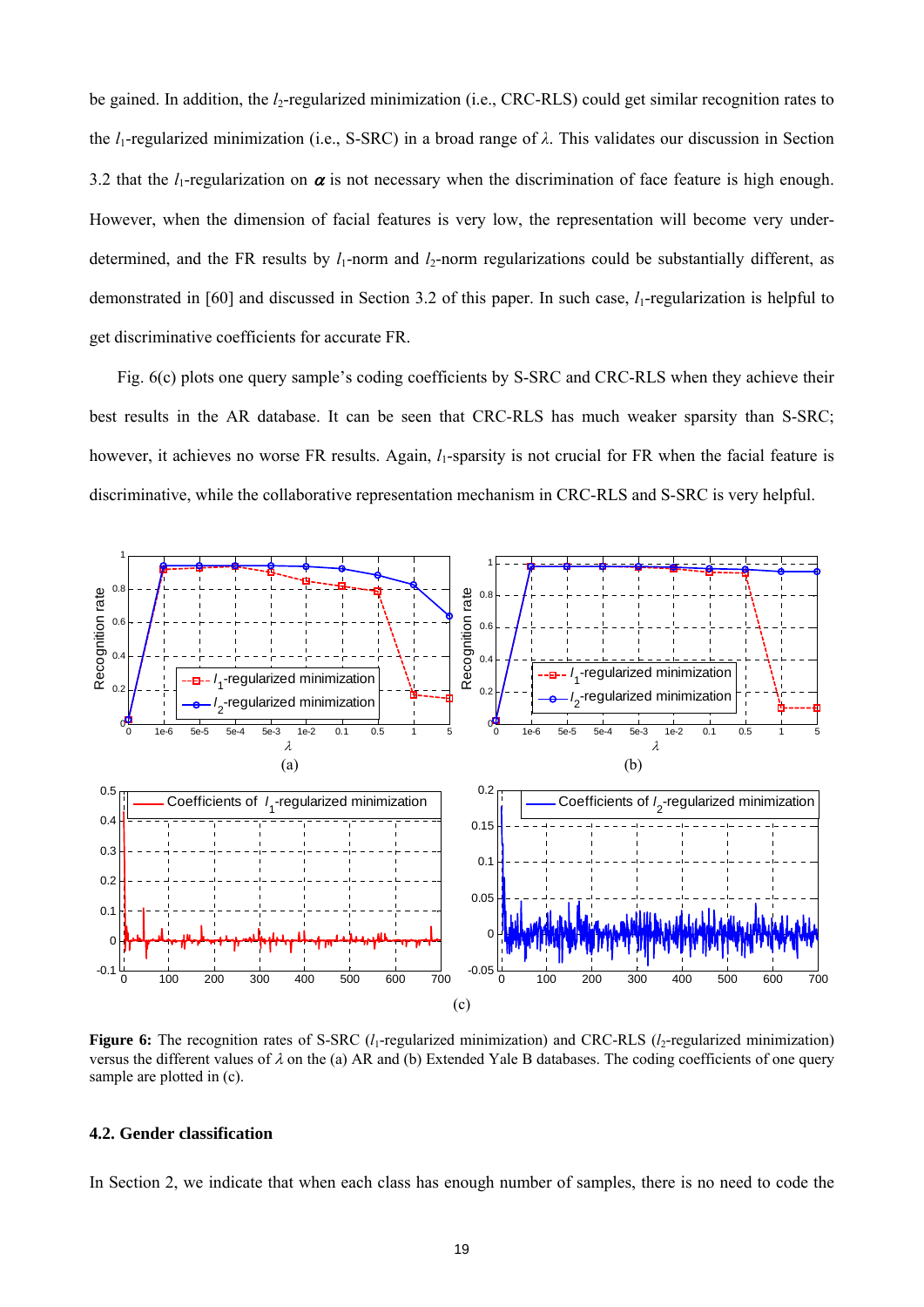be gained. In addition, the $l_2$-regularized minimization (i.e., CRC-RLS) could get similar recognition rates to the $l_1$-regularized minimization (i.e., S-SRC) in a broad range of $\lambda$. This validates our discussion in Section 3.2 that the $l_1$-regularization on $\boldsymbol{\alpha}$ is not necessary when the discrimination of face feature is high enough. However, when the dimension of facial features is very low, the representation will become very under-determined, and the FR results by $l_1$-norm and $l_2$-norm regularizations could be substantially different, as demonstrated in [60] and discussed in Section 3.2 of this paper. In such case, $l_1$-regularization is helpful to get discriminative coefficients for accurate FR.

Fig. 6(c) plots one query sample's coding coefficients by S-SRC and CRC-RLS when they achieve their best results in the AR database. It can be seen that CRC-RLS has much weaker sparsity than S-SRC; however, it achieves no worse FR results. Again, $l_1$-sparsity is not crucial for FR when the facial feature is discriminative, while the collaborative representation mechanism in CRC-RLS and S-SRC is very helpful.

**Figure 6:** The recognition rates of S-SRC ($l_1$-regularized minimization) and CRC-RLS ($l_2$-regularized minimization) versus the different values of $\lambda$ on the (a) AR and (b) Extended Yale B databases. The coding coefficients of one query sample are plotted in (c).

### 4.2. Gender classification

In Section 2, we indicate that when each class has enough number of samples, there is no need to code the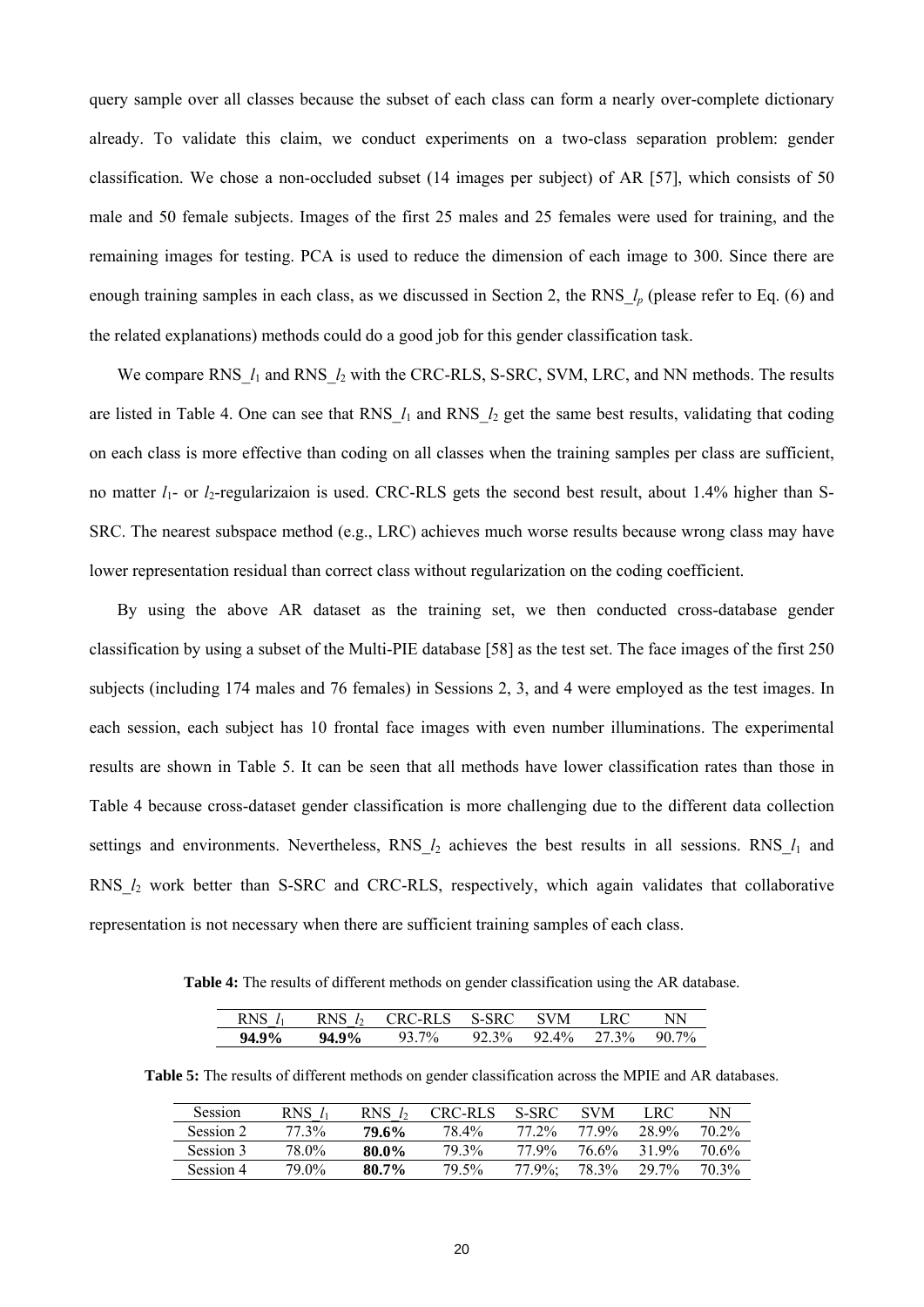query sample over all classes because the subset of each class can form a nearly over-complete dictionary already. To validate this claim, we conduct experiments on a two-class separation problem: gender classification. We chose a non-occluded subset (14 images per subject) of AR [57], which consists of 50 male and 50 female subjects. Images of the first 25 males and 25 females were used for training, and the remaining images for testing. PCA is used to reduce the dimension of each image to 300. Since there are enough training samples in each class, as we discussed in Section 2, the RNS_$l_p$ (please refer to Eq. (6) and the related explanations) methods could do a good job for this gender classification task.

We compare RNS_$l_1$ and RNS_$l_2$ with the CRC-RLS, S-SRC, SVM, LRC, and NN methods. The results are listed in Table 4. One can see that RNS_$l_1$ and RNS_$l_2$ get the same best results, validating that coding on each class is more effective than coding on all classes when the training samples per class are sufficient, no matter $l_1$- or $l_2$-regularizaion is used. CRC-RLS gets the second best result, about 1.4% higher than S-SRC. The nearest subspace method (e.g., LRC) achieves much worse results because wrong class may have lower representation residual than correct class without regularization on the coding coefficient.

By using the above AR dataset as the training set, we then conducted cross-database gender classification by using a subset of the Multi-PIE database [58] as the test set. The face images of the first 250 subjects (including 174 males and 76 females) in Sessions 2, 3, and 4 were employed as the test images. In each session, each subject has 10 frontal face images with even number illuminations. The experimental results are shown in Table 5. It can be seen that all methods have lower classification rates than those in Table 4 because cross-dataset gender classification is more challenging due to the different data collection settings and environments. Nevertheless, RNS_$l_2$ achieves the best results in all sessions. RNS_$l_1$ and RNS_$l_2$ work better than S-SRC and CRC-RLS, respectively, which again validates that collaborative representation is not necessary when there are sufficient training samples of each class.

**Table 4:** The results of different methods on gender classification using the AR database.

| RNS_$l_1$ | RNS_$l_2$ | CRC-RLS | S-SRC | SVM | LRC | NN |
|---|---|---|---|---|---|---|
| **94.9%** | **94.9%** | 93.7% | 92.3% | 92.4% | 27.3% | 90.7% |

**Table 5:** The results of different methods on gender classification across the MPIE and AR databases.

| Session | RNS_$l_1$ | RNS_$l_2$ | CRC-RLS | S-SRC | SVM | LRC | NN |
|---|---|---|---|---|---|---|---|
| Session 2 | 77.3% | **79.6%** | 78.4% | 77.2% | 77.9% | 28.9% | 70.2% |
| Session 3 | 78.0% | **80.0%** | 79.3% | 77.9% | 76.6% | 31.9% | 70.6% |
| Session 4 | 79.0% | **80.7%** | 79.5% | 77.9%; | 78.3% | 29.7% | 70.3% |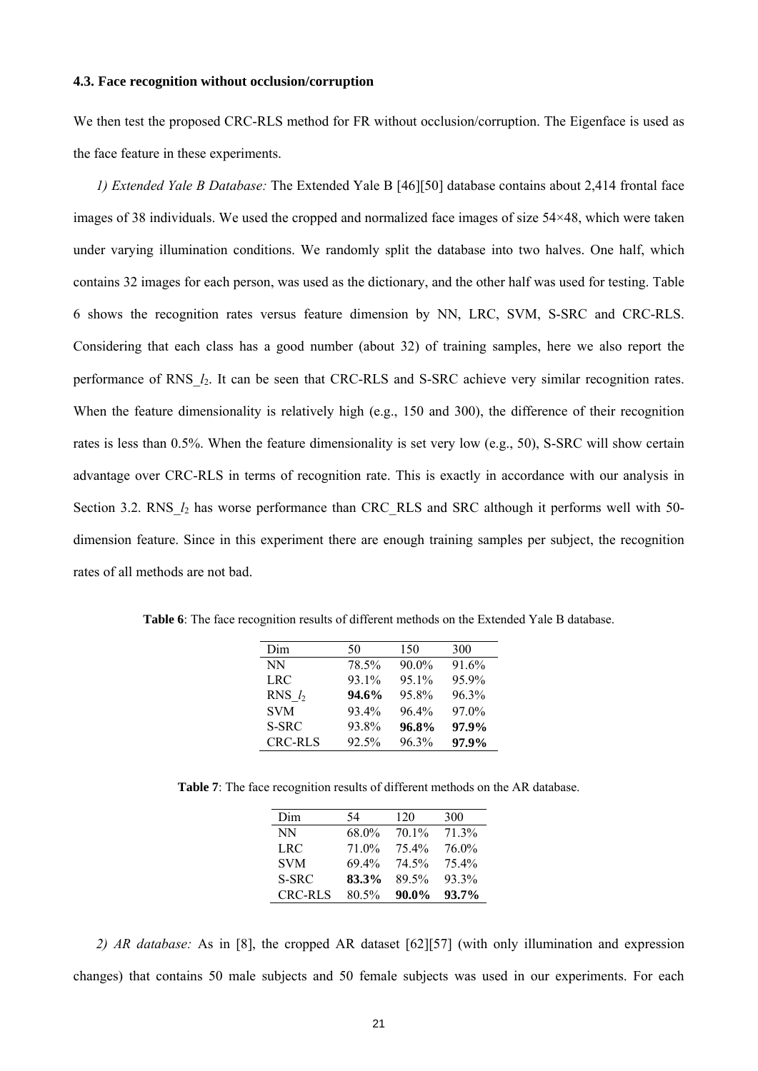### 4.3. Face recognition without occlusion/corruption

We then test the proposed CRC-RLS method for FR without occlusion/corruption. The Eigenface is used as the face feature in these experiments.

*1) Extended Yale B Database:* The Extended Yale B [46][50] database contains about 2,414 frontal face images of 38 individuals. We used the cropped and normalized face images of size 54×48, which were taken under varying illumination conditions. We randomly split the database into two halves. One half, which contains 32 images for each person, was used as the dictionary, and the other half was used for testing. Table 6 shows the recognition rates versus feature dimension by NN, LRC, SVM, S-SRC and CRC-RLS. Considering that each class has a good number (about 32) of training samples, here we also report the performance of RNS_$l_2$. It can be seen that CRC-RLS and S-SRC achieve very similar recognition rates. When the feature dimensionality is relatively high (e.g., 150 and 300), the difference of their recognition rates is less than 0.5%. When the feature dimensionality is set very low (e.g., 50), S-SRC will show certain advantage over CRC-RLS in terms of recognition rate. This is exactly in accordance with our analysis in Section 3.2. RNS_$l_2$ has worse performance than CRC_RLS and SRC although it performs well with 50-dimension feature. Since in this experiment there are enough training samples per subject, the recognition rates of all methods are not bad.

**Table 6**: The face recognition results of different methods on the Extended Yale B database.

| Dim | 50 | 150 | 300 |
|---|---|---|---|
| NN | 78.5% | 90.0% | 91.6% |
| LRC | 93.1% | 95.1% | 95.9% |
| RNS_$l_2$ | **94.6%** | 95.8% | 96.3% |
| SVM | 93.4% | 96.4% | 97.0% |
| S-SRC | 93.8% | **96.8%** | **97.9%** |
| CRC-RLS | 92.5% | 96.3% | **97.9%** |

**Table 7**: The face recognition results of different methods on the AR database.

| Dim | 54 | 120 | 300 |
|---|---|---|---|
| NN | 68.0% | 70.1% | 71.3% |
| LRC | 71.0% | 75.4% | 76.0% |
| SVM | 69.4% | 74.5% | 75.4% |
| S-SRC | **83.3%** | 89.5% | 93.3% |
| CRC-RLS | 80.5% | **90.0%** | **93.7%** |

*2) AR database:* As in [8], the cropped AR dataset [62][57] (with only illumination and expression changes) that contains 50 male subjects and 50 female subjects was used in our experiments. For each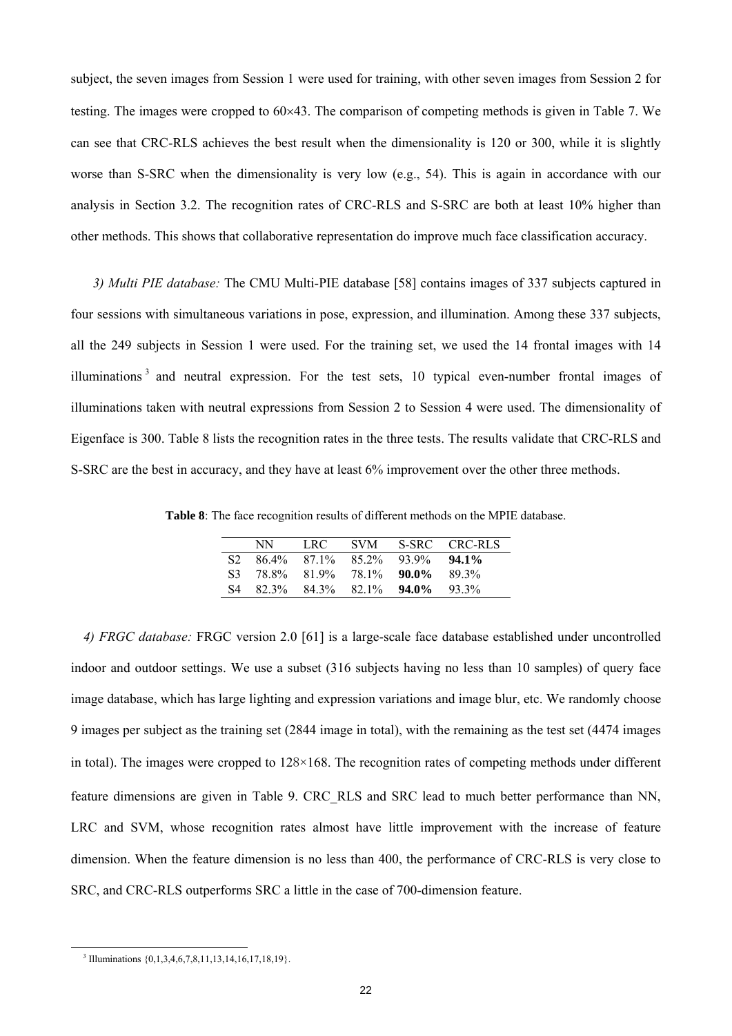subject, the seven images from Session 1 were used for training, with other seven images from Session 2 for testing. The images were cropped to 60×43. The comparison of competing methods is given in Table 7. We can see that CRC-RLS achieves the best result when the dimensionality is 120 or 300, while it is slightly worse than S-SRC when the dimensionality is very low (e.g., 54). This is again in accordance with our analysis in Section 3.2. The recognition rates of CRC-RLS and S-SRC are both at least 10% higher than other methods. This shows that collaborative representation do improve much face classification accuracy.

*3) Multi PIE database:* The CMU Multi-PIE database [58] contains images of 337 subjects captured in four sessions with simultaneous variations in pose, expression, and illumination. Among these 337 subjects, all the 249 subjects in Session 1 were used. For the training set, we used the 14 frontal images with 14 illuminations [3] and neutral expression. For the test sets, 10 typical even-number frontal images of illuminations taken with neutral expressions from Session 2 to Session 4 were used. The dimensionality of Eigenface is 300. Table 8 lists the recognition rates in the three tests. The results validate that CRC-RLS and S-SRC are the best in accuracy, and they have at least 6% improvement over the other three methods.

**Table 8**: The face recognition results of different methods on the MPIE database.

| | NN | LRC | SVM | S-SRC | CRC-RLS |
|---|---|---|---|---|---|
| S2 | 86.4% | 87.1% | 85.2% | 93.9% | **94.1%** |
| S3 | 78.8% | 81.9% | 78.1% | **90.0%** | 89.3% |
| S4 | 82.3% | 84.3% | 82.1% | **94.0%** | 93.3% |

*4) FRGC database:* FRGC version 2.0 [61] is a large-scale face database established under uncontrolled indoor and outdoor settings. We use a subset (316 subjects having no less than 10 samples) of query face image database, which has large lighting and expression variations and image blur, etc. We randomly choose 9 images per subject as the training set (2844 image in total), with the remaining as the test set (4474 images in total). The images were cropped to 128×168. The recognition rates of competing methods under different feature dimensions are given in Table 9. CRC_RLS and SRC lead to much better performance than NN, LRC and SVM, whose recognition rates almost have little improvement with the increase of feature dimension. When the feature dimension is no less than 400, the performance of CRC-RLS is very close to SRC, and CRC-RLS outperforms SRC a little in the case of 700-dimension feature.

[3] Illuminations {0,1,3,4,6,7,8,11,13,14,16,17,18,19}.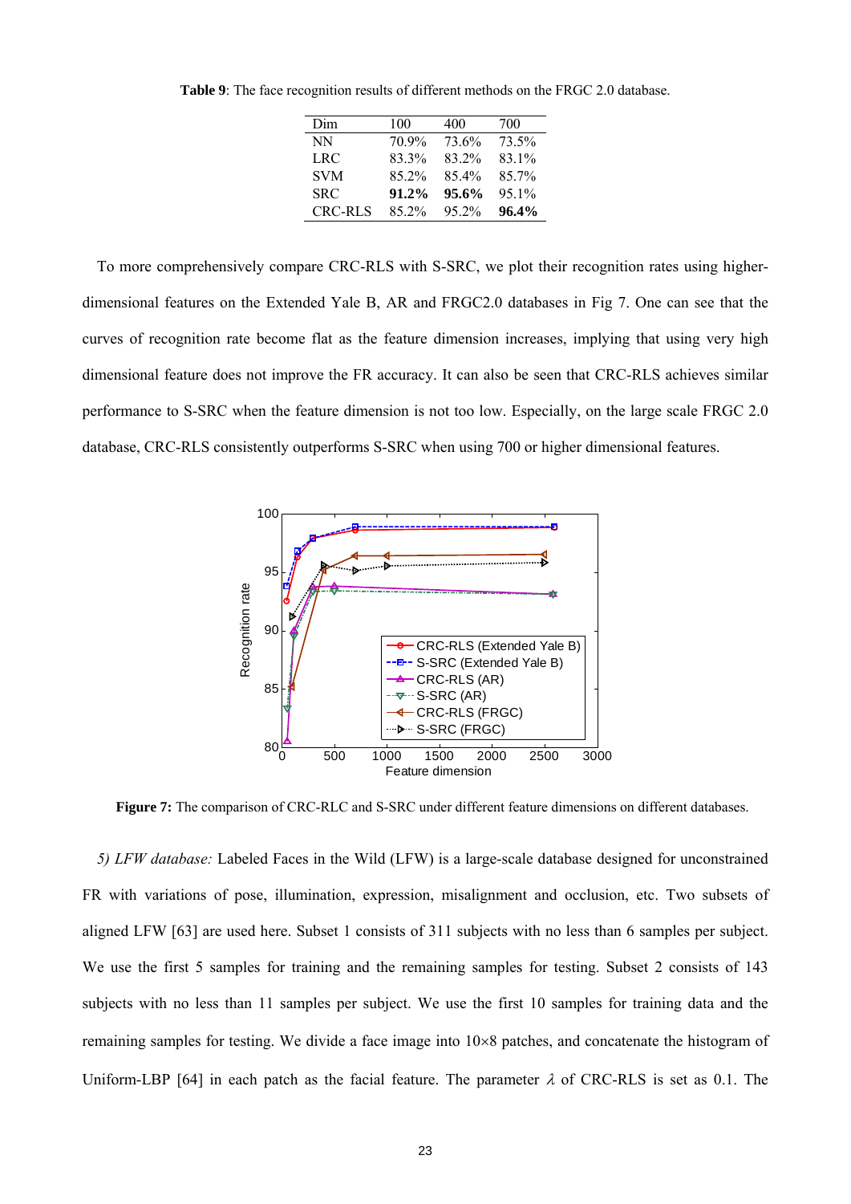**Table 9**: The face recognition results of different methods on the FRGC 2.0 database.

| Dim | 100 | 400 | 700 |
|---|---|---|---|
| NN | 70.9% | 73.6% | 73.5% |
| LRC | 83.3% | 83.2% | 83.1% |
| SVM | 85.2% | 85.4% | 85.7% |
| SRC | **91.2%** | **95.6%** | 95.1% |
| CRC-RLS | 85.2% | 95.2% | **96.4%** |

To more comprehensively compare CRC-RLS with S-SRC, we plot their recognition rates using higher-dimensional features on the Extended Yale B, AR and FRGC2.0 databases in Fig 7. One can see that the curves of recognition rate become flat as the feature dimension increases, implying that using very high dimensional feature does not improve the FR accuracy. It can also be seen that CRC-RLS achieves similar performance to S-SRC when the feature dimension is not too low. Especially, on the large scale FRGC 2.0 database, CRC-RLS consistently outperforms S-SRC when using 700 or higher dimensional features.

**Figure 7:** The comparison of CRC-RLC and S-SRC under different feature dimensions on different databases.

*5) LFW database:* Labeled Faces in the Wild (LFW) is a large-scale database designed for unconstrained FR with variations of pose, illumination, expression, misalignment and occlusion, etc. Two subsets of aligned LFW [63] are used here. Subset 1 consists of 311 subjects with no less than 6 samples per subject. We use the first 5 samples for training and the remaining samples for testing. Subset 2 consists of 143 subjects with no less than 11 samples per subject. We use the first 10 samples for training data and the remaining samples for testing. We divide a face image into 10×8 patches, and concatenate the histogram of Uniform-LBP [64] in each patch as the facial feature. The parameter $\lambda$ of CRC-RLS is set as 0.1. The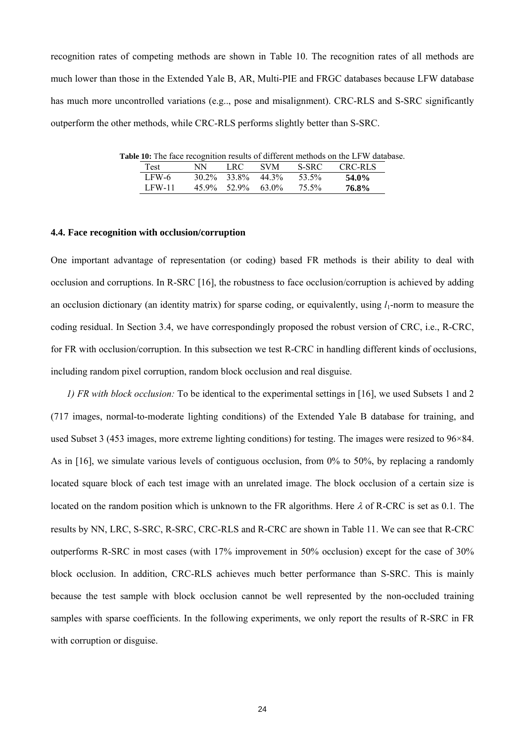recognition rates of competing methods are shown in Table 10. The recognition rates of all methods are much lower than those in the Extended Yale B, AR, Multi-PIE and FRGC databases because LFW database has much more uncontrolled variations (e.g.., pose and misalignment). CRC-RLS and S-SRC significantly outperform the other methods, while CRC-RLS performs slightly better than S-SRC.

**Table 10:** The face recognition results of different methods on the LFW database.

| Test | NN | LRC | SVM | S-SRC | CRC-RLS |
|---|---|---|---|---|---|
| LFW-6 | 30.2% | 33.8% | 44.3% | 53.5% | **54.0%** |
| LFW-11 | 45.9% | 52.9% | 63.0% | 75.5% | **76.8%** |

### 4.4. Face recognition with occlusion/corruption

One important advantage of representation (or coding) based FR methods is their ability to deal with occlusion and corruptions. In R-SRC [16], the robustness to face occlusion/corruption is achieved by adding an occlusion dictionary (an identity matrix) for sparse coding, or equivalently, using $l_1$-norm to measure the coding residual. In Section 3.4, we have correspondingly proposed the robust version of CRC, i.e., R-CRC, for FR with occlusion/corruption. In this subsection we test R-CRC in handling different kinds of occlusions, including random pixel corruption, random block occlusion and real disguise.

*1) FR with block occlusion:* To be identical to the experimental settings in [16], we used Subsets 1 and 2 (717 images, normal-to-moderate lighting conditions) of the Extended Yale B database for training, and used Subset 3 (453 images, more extreme lighting conditions) for testing. The images were resized to 96×84. As in [16], we simulate various levels of contiguous occlusion, from 0% to 50%, by replacing a randomly located square block of each test image with an unrelated image. The block occlusion of a certain size is located on the random position which is unknown to the FR algorithms. Here $\lambda$ of R-CRC is set as 0.1. The results by NN, LRC, S-SRC, R-SRC, CRC-RLS and R-CRC are shown in Table 11. We can see that R-CRC outperforms R-SRC in most cases (with 17% improvement in 50% occlusion) except for the case of 30% block occlusion. In addition, CRC-RLS achieves much better performance than S-SRC. This is mainly because the test sample with block occlusion cannot be well represented by the non-occluded training samples with sparse coefficients. In the following experiments, we only report the results of R-SRC in FR with corruption or disguise.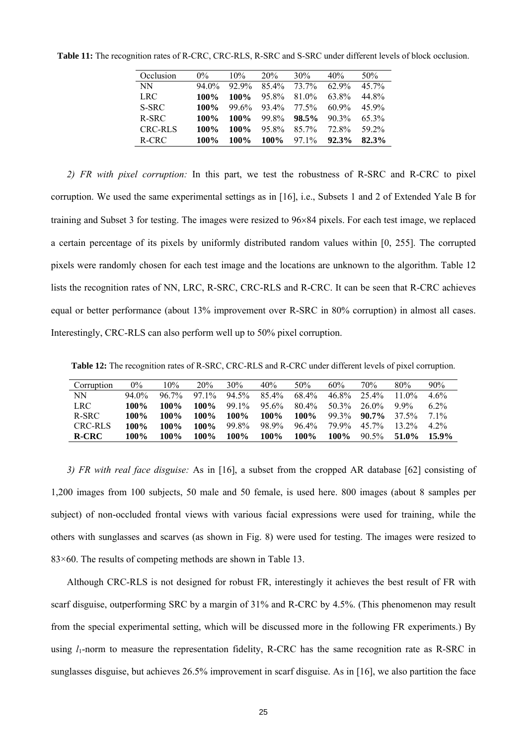**Table 11:** The recognition rates of R-CRC, CRC-RLS, R-SRC and S-SRC under different levels of block occlusion.

| Occlusion | 0% | 10% | 20% | 30% | 40% | 50% |
|---|---|---|---|---|---|---|
| NN | 94.0% | 92.9% | 85.4% | 73.7% | 62.9% | 45.7% |
| LRC | **100%** | **100%** | 95.8% | 81.0% | 63.8% | 44.8% |
| S-SRC | **100%** | 99.6% | 93.4% | 77.5% | 60.9% | 45.9% |
| R-SRC | **100%** | **100%** | 99.8% | **98.5%** | 90.3% | 65.3% |
| CRC-RLS | **100%** | **100%** | 95.8% | 85.7% | 72.8% | 59.2% |
| R-CRC | **100%** | **100%** | **100%** | 97.1% | **92.3%** | **82.3%** |

*2) FR with pixel corruption:* In this part, we test the robustness of R-SRC and R-CRC to pixel corruption. We used the same experimental settings as in [16], i.e., Subsets 1 and 2 of Extended Yale B for training and Subset 3 for testing. The images were resized to 96×84 pixels. For each test image, we replaced a certain percentage of its pixels by uniformly distributed random values within [0, 255]. The corrupted pixels were randomly chosen for each test image and the locations are unknown to the algorithm. Table 12 lists the recognition rates of NN, LRC, R-SRC, CRC-RLS and R-CRC. It can be seen that R-CRC achieves equal or better performance (about 13% improvement over R-SRC in 80% corruption) in almost all cases. Interestingly, CRC-RLS can also perform well up to 50% pixel corruption.

**Table 12:** The recognition rates of R-SRC, CRC-RLS and R-CRC under different levels of pixel corruption.

| Corruption | 0% | 10% | 20% | 30% | 40% | 50% | 60% | 70% | 80% | 90% |
|---|---|---|---|---|---|---|---|---|---|---|
| NN | 94.0% | 96.7% | 97.1% | 94.5% | 85.4% | 68.4% | 46.8% | 25.4% | 11.0% | 4.6% |
| LRC | **100%** | **100%** | **100%** | 99.1% | 95.6% | 80.4% | 50.3% | 26.0% | 9.9% | 6.2% |
| R-SRC | **100%** | **100%** | **100%** | **100%** | **100%** | **100%** | 99.3% | **90.7%** | 37.5% | 7.1% |
| CRC-RLS | **100%** | **100%** | **100%** | 99.8% | 98.9% | 96.4% | 79.9% | 45.7% | 13.2% | 4.2% |
| **R-CRC** | **100%** | **100%** | **100%** | **100%** | **100%** | **100%** | **100%** | 90.5% | **51.0%** | **15.9%** |

*3) FR with real face disguise:* As in [16], a subset from the cropped AR database [62] consisting of 1,200 images from 100 subjects, 50 male and 50 female, is used here. 800 images (about 8 samples per subject) of non-occluded frontal views with various facial expressions were used for training, while the others with sunglasses and scarves (as shown in Fig. 8) were used for testing. The images were resized to 83×60. The results of competing methods are shown in Table 13.

Although CRC-RLS is not designed for robust FR, interestingly it achieves the best result of FR with scarf disguise, outperforming SRC by a margin of 31% and R-CRC by 4.5%. (This phenomenon may result from the special experimental setting, which will be discussed more in the following FR experiments.) By using $l_1$-norm to measure the representation fidelity, R-CRC has the same recognition rate as R-SRC in sunglasses disguise, but achieves 26.5% improvement in scarf disguise. As in [16], we also partition the face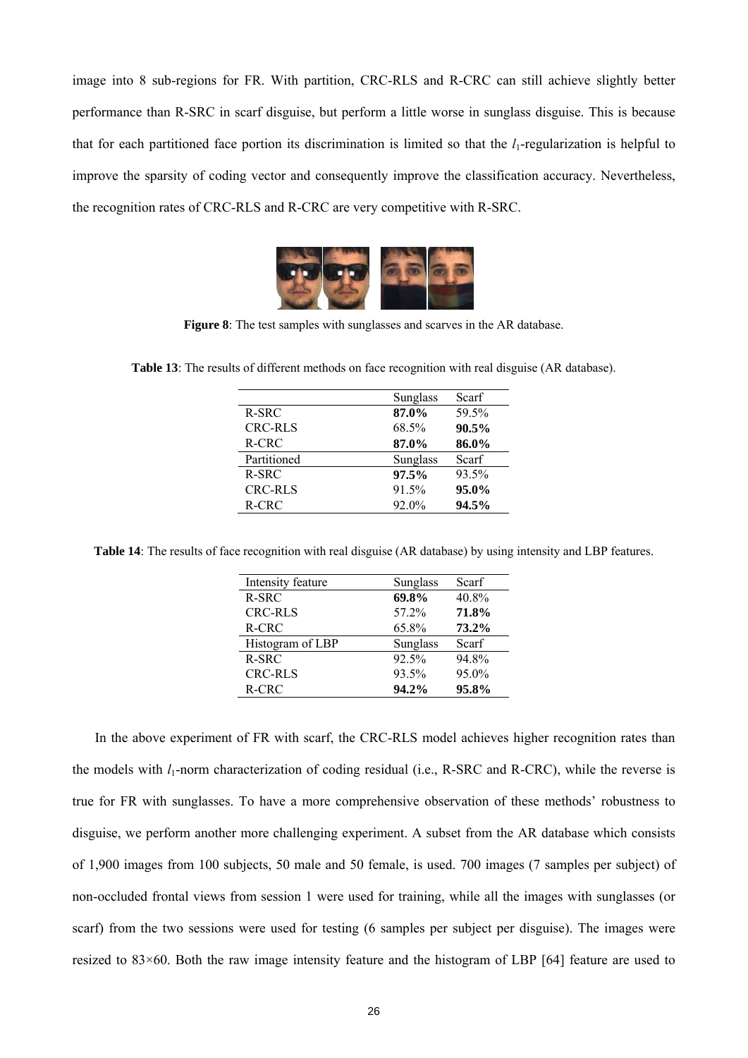image into 8 sub-regions for FR. With partition, CRC-RLS and R-CRC can still achieve slightly better performance than R-SRC in scarf disguise, but perform a little worse in sunglass disguise. This is because that for each partitioned face portion its discrimination is limited so that the $l_1$-regularization is helpful to improve the sparsity of coding vector and consequently improve the classification accuracy. Nevertheless, the recognition rates of CRC-RLS and R-CRC are very competitive with R-SRC.

**Figure 8**: The test samples with sunglasses and scarves in the AR database.

**Table 13**: The results of different methods on face recognition with real disguise (AR database).

| | Sunglass | Scarf |
|---|---|---|
| R-SRC | **87.0%** | 59.5% |
| CRC-RLS | 68.5% | **90.5%** |
| R-CRC | **87.0%** | **86.0%** |
| Partitioned | Sunglass | Scarf |
| R-SRC | **97.5%** | 93.5% |
| CRC-RLS | 91.5% | **95.0%** |
| R-CRC | 92.0% | **94.5%** |

**Table 14**: The results of face recognition with real disguise (AR database) by using intensity and LBP features.

| Intensity feature | Sunglass | Scarf |
|---|---|---|
| R-SRC | **69.8%** | 40.8% |
| CRC-RLS | 57.2% | **71.8%** |
| R-CRC | 65.8% | **73.2%** |
| Histogram of LBP | Sunglass | Scarf |
| R-SRC | 92.5% | 94.8% |
| CRC-RLS | 93.5% | 95.0% |
| R-CRC | **94.2%** | **95.8%** |

In the above experiment of FR with scarf, the CRC-RLS model achieves higher recognition rates than the models with $l_1$-norm characterization of coding residual (i.e., R-SRC and R-CRC), while the reverse is true for FR with sunglasses. To have a more comprehensive observation of these methods' robustness to disguise, we perform another more challenging experiment. A subset from the AR database which consists of 1,900 images from 100 subjects, 50 male and 50 female, is used. 700 images (7 samples per subject) of non-occluded frontal views from session 1 were used for training, while all the images with sunglasses (or scarf) from the two sessions were used for testing (6 samples per subject per disguise). The images were resized to 83×60. Both the raw image intensity feature and the histogram of LBP [64] feature are used to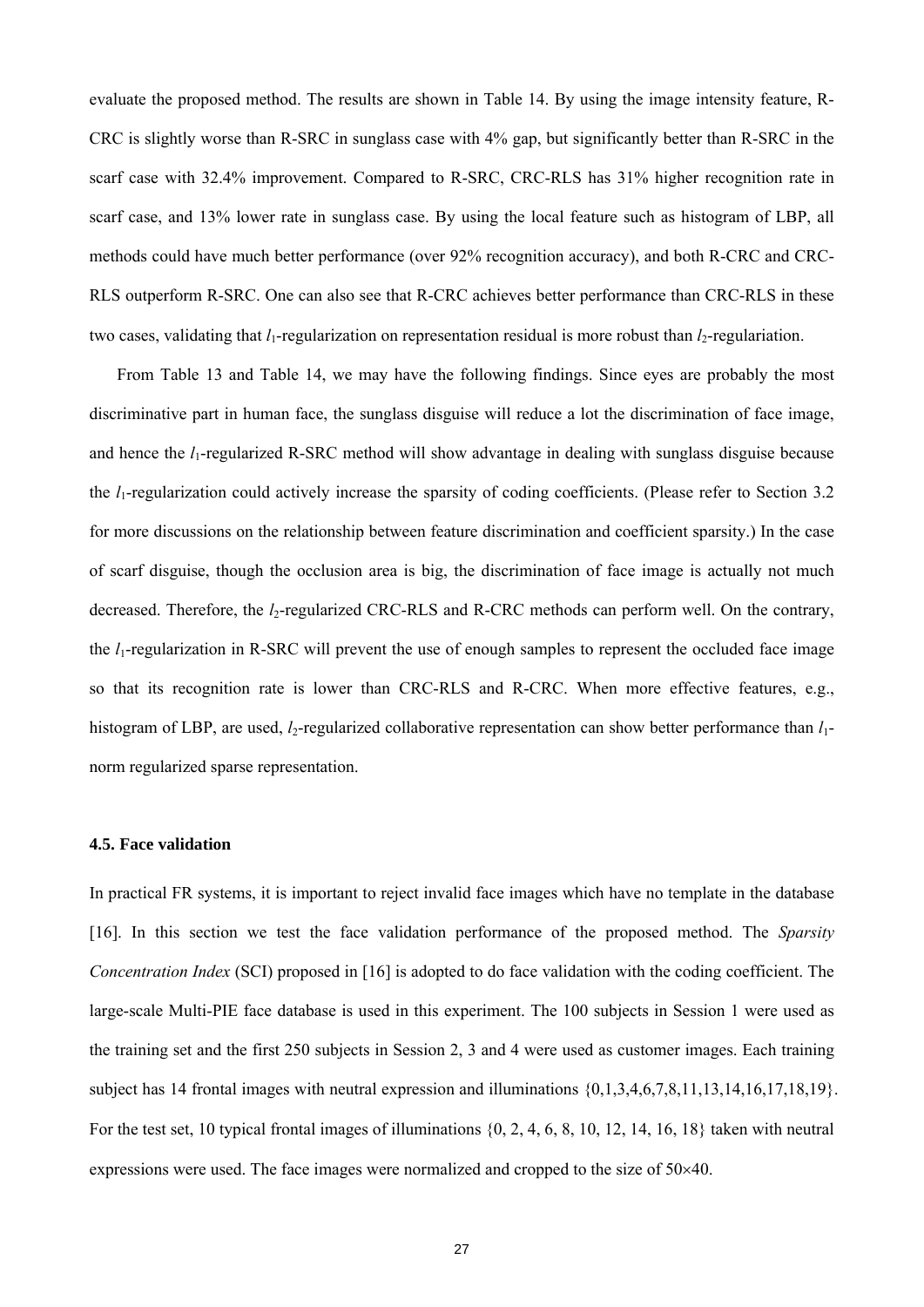evaluate the proposed method. The results are shown in Table 14. By using the image intensity feature, R-CRC is slightly worse than R-SRC in sunglass case with 4% gap, but significantly better than R-SRC in the scarf case with 32.4% improvement. Compared to R-SRC, CRC-RLS has 31% higher recognition rate in scarf case, and 13% lower rate in sunglass case. By using the local feature such as histogram of LBP, all methods could have much better performance (over 92% recognition accuracy), and both R-CRC and CRC-RLS outperform R-SRC. One can also see that R-CRC achieves better performance than CRC-RLS in these two cases, validating that $l_1$-regularization on representation residual is more robust than $l_2$-regulariation.

From Table 13 and Table 14, we may have the following findings. Since eyes are probably the most discriminative part in human face, the sunglass disguise will reduce a lot the discrimination of face image, and hence the $l_1$-regularized R-SRC method will show advantage in dealing with sunglass disguise because the $l_1$-regularization could actively increase the sparsity of coding coefficients. (Please refer to Section 3.2 for more discussions on the relationship between feature discrimination and coefficient sparsity.) In the case of scarf disguise, though the occlusion area is big, the discrimination of face image is actually not much decreased. Therefore, the $l_2$-regularized CRC-RLS and R-CRC methods can perform well. On the contrary, the $l_1$-regularization in R-SRC will prevent the use of enough samples to represent the occluded face image so that its recognition rate is lower than CRC-RLS and R-CRC. When more effective features, e.g., histogram of LBP, are used, $l_2$-regularized collaborative representation can show better performance than $l_1$-norm regularized sparse representation.

#### 4.5. Face validation

In practical FR systems, it is important to reject invalid face images which have no template in the database [16]. In this section we test the face validation performance of the proposed method. The *Sparsity Concentration Index* (SCI) proposed in [16] is adopted to do face validation with the coding coefficient. The large-scale Multi-PIE face database is used in this experiment. The 100 subjects in Session 1 were used as the training set and the first 250 subjects in Session 2, 3 and 4 were used as customer images. Each training subject has 14 frontal images with neutral expression and illuminations {0,1,3,4,6,7,8,11,13,14,16,17,18,19}. For the test set, 10 typical frontal images of illuminations {0, 2, 4, 6, 8, 10, 12, 14, 16, 18} taken with neutral expressions were used. The face images were normalized and cropped to the size of 50×40.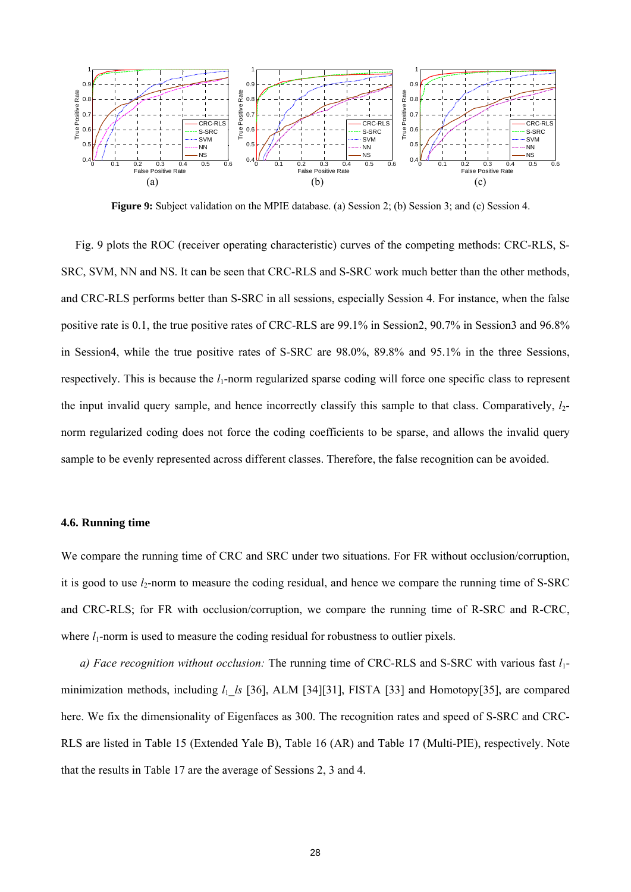**Figure 9:** Subject validation on the MPIE database. (a) Session 2; (b) Session 3; and (c) Session 4.

Fig. 9 plots the ROC (receiver operating characteristic) curves of the competing methods: CRC-RLS, S-SRC, SVM, NN and NS. It can be seen that CRC-RLS and S-SRC work much better than the other methods, and CRC-RLS performs better than S-SRC in all sessions, especially Session 4. For instance, when the false positive rate is 0.1, the true positive rates of CRC-RLS are 99.1% in Session2, 90.7% in Session3 and 96.8% in Session4, while the true positive rates of S-SRC are 98.0%, 89.8% and 95.1% in the three Sessions, respectively. This is because the $l_1$-norm regularized sparse coding will force one specific class to represent the input invalid query sample, and hence incorrectly classify this sample to that class. Comparatively, $l_2$-norm regularized coding does not force the coding coefficients to be sparse, and allows the invalid query sample to be evenly represented across different classes. Therefore, the false recognition can be avoided.

### 4.6. Running time

We compare the running time of CRC and SRC under two situations. For FR without occlusion/corruption, it is good to use $l_2$-norm to measure the coding residual, and hence we compare the running time of S-SRC and CRC-RLS; for FR with occlusion/corruption, we compare the running time of R-SRC and R-CRC, where $l_1$-norm is used to measure the coding residual for robustness to outlier pixels.

*a) Face recognition without occlusion:* The running time of CRC-RLS and S-SRC with various fast $l_1$-minimization methods, including $l_1\_ls$ [36], ALM [34][31], FISTA [33] and Homotopy[35], are compared here. We fix the dimensionality of Eigenfaces as 300. The recognition rates and speed of S-SRC and CRC-RLS are listed in Table 15 (Extended Yale B), Table 16 (AR) and Table 17 (Multi-PIE), respectively. Note that the results in Table 17 are the average of Sessions 2, 3 and 4.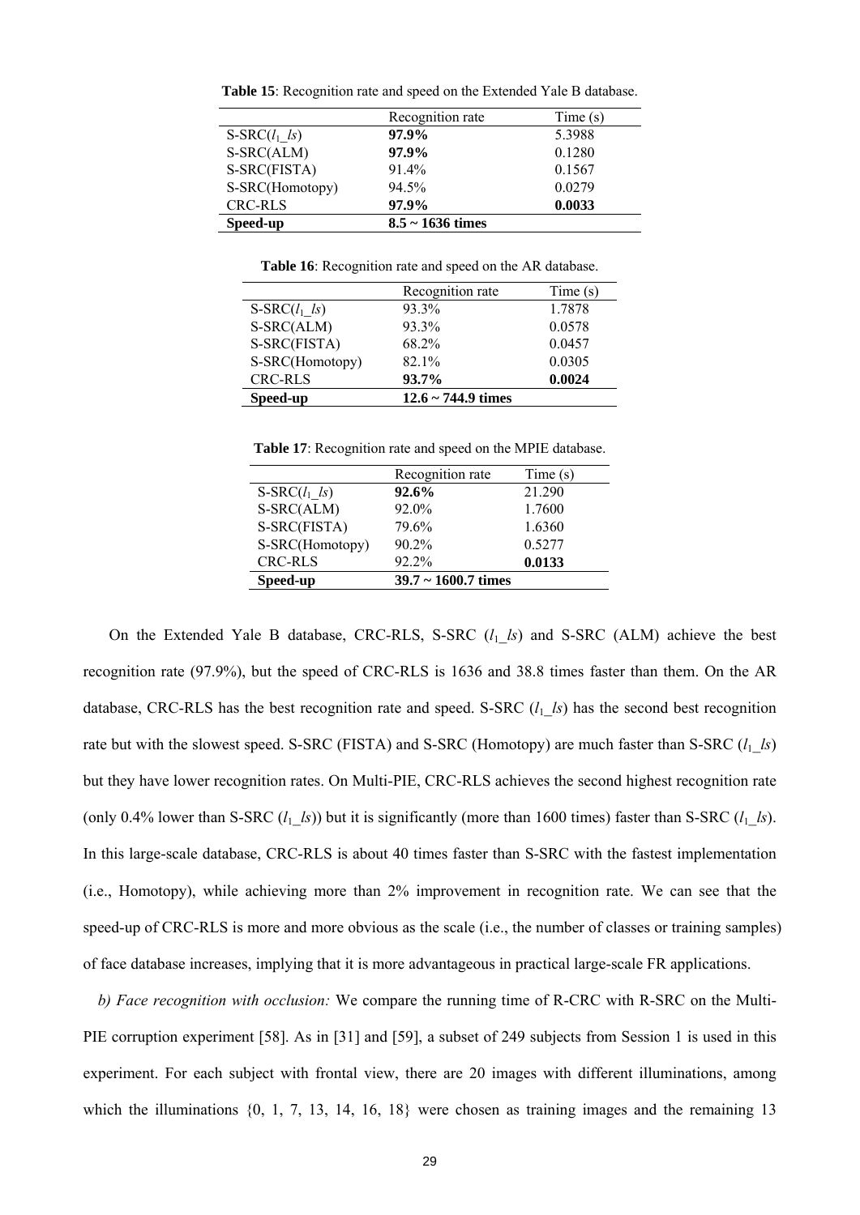**Table 15**: Recognition rate and speed on the Extended Yale B database.

| | Recognition rate | Time (s) |
|---|---|---|
| S-SRC($l_1$_$ls$) | **97.9%** | 5.3988 |
| S-SRC(ALM) | **97.9%** | 0.1280 |
| S-SRC(FISTA) | 91.4% | 0.1567 |
| S-SRC(Homotopy) | 94.5% | 0.0279 |
| CRC-RLS | **97.9%** | **0.0033** |
| **Speed-up** | **8.5 ~ 1636 times** | |

**Table 16**: Recognition rate and speed on the AR database.

| | Recognition rate | Time (s) |
|---|---|---|
| S-SRC($l_1$_$ls$) | 93.3% | 1.7878 |
| S-SRC(ALM) | 93.3% | 0.0578 |
| S-SRC(FISTA) | 68.2% | 0.0457 |
| S-SRC(Homotopy) | 82.1% | 0.0305 |
| CRC-RLS | **93.7%** | **0.0024** |
| **Speed-up** | **12.6 ~ 744.9 times** | |

**Table 17**: Recognition rate and speed on the MPIE database.

| | Recognition rate | Time (s) |
|---|---|---|
| S-SRC($l_1$_$ls$) | **92.6%** | 21.290 |
| S-SRC(ALM) | 92.0% | 1.7600 |
| S-SRC(FISTA) | 79.6% | 1.6360 |
| S-SRC(Homotopy) | 90.2% | 0.5277 |
| CRC-RLS | 92.2% | **0.0133** |
| **Speed-up** | **39.7 ~ 1600.7 times** | |

On the Extended Yale B database, CRC-RLS, S-SRC ($l_1$_$ls$) and S-SRC (ALM) achieve the best recognition rate (97.9%), but the speed of CRC-RLS is 1636 and 38.8 times faster than them. On the AR database, CRC-RLS has the best recognition rate and speed. S-SRC ($l_1$_$ls$) has the second best recognition rate but with the slowest speed. S-SRC (FISTA) and S-SRC (Homotopy) are much faster than S-SRC ($l_1$_$ls$) but they have lower recognition rates. On Multi-PIE, CRC-RLS achieves the second highest recognition rate (only 0.4% lower than S-SRC ($l_1$_$ls$)) but it is significantly (more than 1600 times) faster than S-SRC ($l_1$_$ls$). In this large-scale database, CRC-RLS is about 40 times faster than S-SRC with the fastest implementation (i.e., Homotopy), while achieving more than 2% improvement in recognition rate. We can see that the speed-up of CRC-RLS is more and more obvious as the scale (i.e., the number of classes or training samples) of face database increases, implying that it is more advantageous in practical large-scale FR applications.

*b) Face recognition with occlusion:* We compare the running time of R-CRC with R-SRC on the Multi-PIE corruption experiment [58]. As in [31] and [59], a subset of 249 subjects from Session 1 is used in this experiment. For each subject with frontal view, there are 20 images with different illuminations, among which the illuminations {0, 1, 7, 13, 14, 16, 18} were chosen as training images and the remaining 13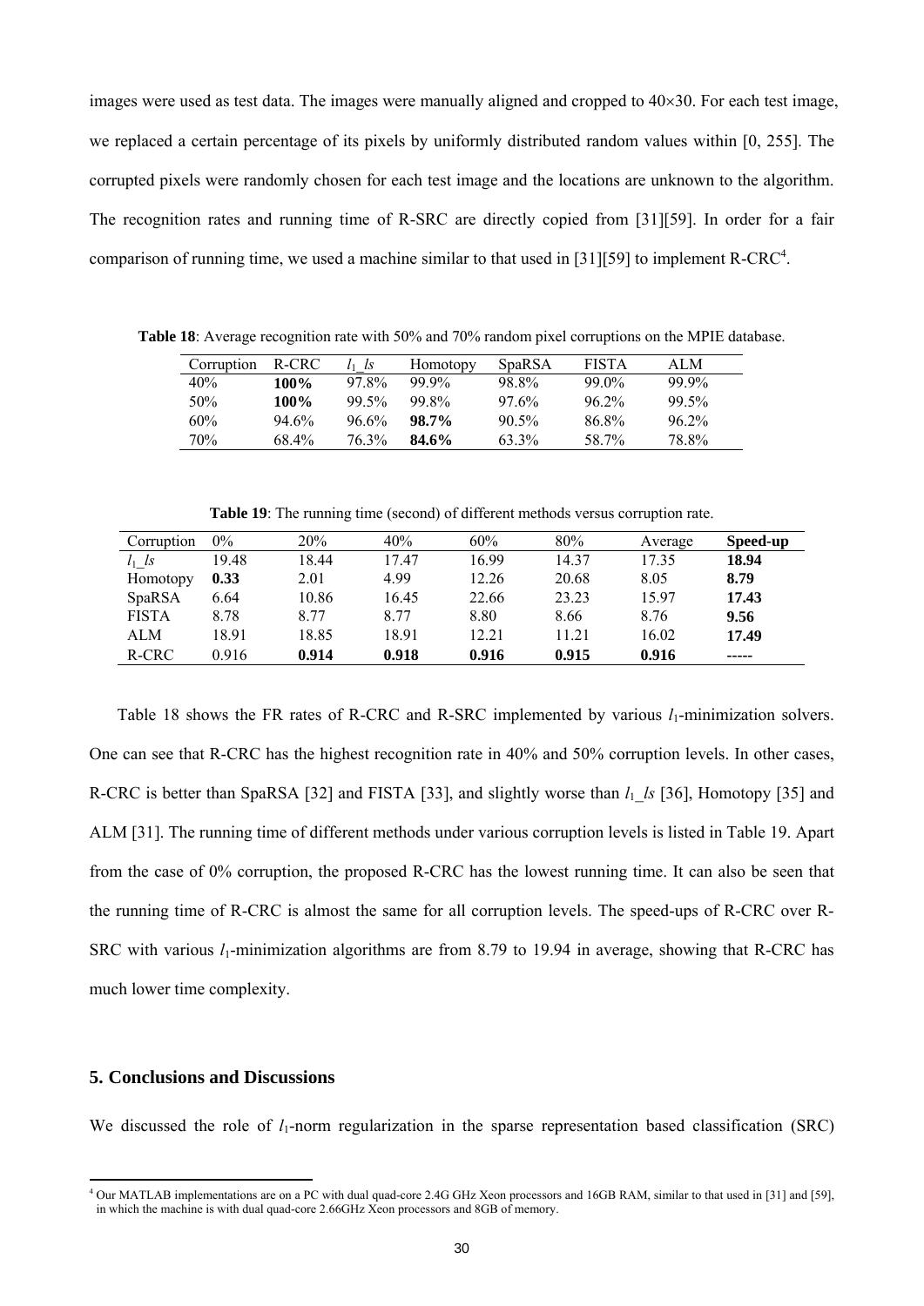images were used as test data. The images were manually aligned and cropped to 40×30. For each test image, we replaced a certain percentage of its pixels by uniformly distributed random values within [0, 255]. The corrupted pixels were randomly chosen for each test image and the locations are unknown to the algorithm. The recognition rates and running time of R-SRC are directly copied from [31][59]. In order for a fair comparison of running time, we used a machine similar to that used in [31][59] to implement R-CRC[4].

**Table 18**: Average recognition rate with 50% and 70% random pixel corruptions on the MPIE database.

| Corruption | R-CRC | $l_1\_ls$ | Homotopy | SpaRSA | FISTA | ALM |
|---|---|---|---|---|---|---|
| 40% | **100%** | 97.8% | 99.9% | 98.8% | 99.0% | 99.9% |
| 50% | **100%** | 99.5% | 99.8% | 97.6% | 96.2% | 99.5% |
| 60% | 94.6% | 96.6% | **98.7%** | 90.5% | 86.8% | 96.2% |
| 70% | 68.4% | 76.3% | **84.6%** | 63.3% | 58.7% | 78.8% |

**Table 19**: The running time (second) of different methods versus corruption rate.

| Corruption | 0% | 20% | 40% | 60% | 80% | Average | **Speed-up** |
|---|---|---|---|---|---|---|---|
| $l_1\_ls$ | 19.48 | 18.44 | 17.47 | 16.99 | 14.37 | 17.35 | **18.94** |
| Homotopy | **0.33** | 2.01 | 4.99 | 12.26 | 20.68 | 8.05 | **8.79** |
| SpaRSA | 6.64 | 10.86 | 16.45 | 22.66 | 23.23 | 15.97 | **17.43** |
| FISTA | 8.78 | 8.77 | 8.77 | 8.80 | 8.66 | 8.76 | **9.56** |
| ALM | 18.91 | 18.85 | 18.91 | 12.21 | 11.21 | 16.02 | **17.49** |
| R-CRC | 0.916 | **0.914** | **0.918** | **0.916** | **0.915** | **0.916** | ----- |

Table 18 shows the FR rates of R-CRC and R-SRC implemented by various $l_1$-minimization solvers. One can see that R-CRC has the highest recognition rate in 40% and 50% corruption levels. In other cases, R-CRC is better than SpaRSA [32] and FISTA [33], and slightly worse than $l_1\_ls$ [36], Homotopy [35] and ALM [31]. The running time of different methods under various corruption levels is listed in Table 19. Apart from the case of 0% corruption, the proposed R-CRC has the lowest running time. It can also be seen that the running time of R-CRC is almost the same for all corruption levels. The speed-ups of R-CRC over R-SRC with various $l_1$-minimization algorithms are from 8.79 to 19.94 in average, showing that R-CRC has much lower time complexity.

## 5. Conclusions and Discussions

We discussed the role of $l_1$-norm regularization in the sparse representation based classification (SRC)

[4] Our MATLAB implementations are on a PC with dual quad-core 2.4G GHz Xeon processors and 16GB RAM, similar to that used in [31] and [59], in which the machine is with dual quad-core 2.66GHz Xeon processors and 8GB of memory.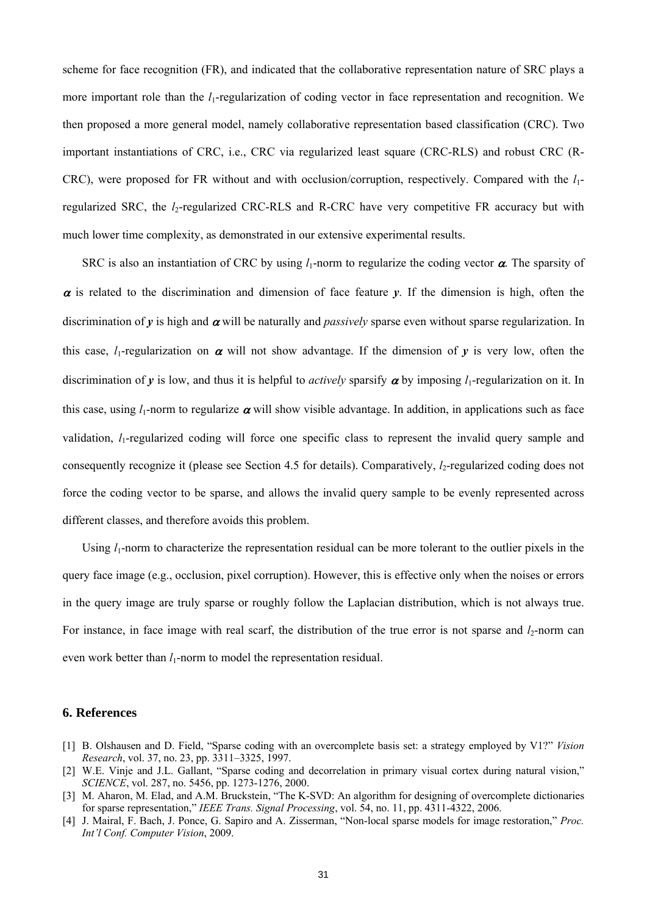scheme for face recognition (FR), and indicated that the collaborative representation nature of SRC plays a more important role than the $l_1$-regularization of coding vector in face representation and recognition. We then proposed a more general model, namely collaborative representation based classification (CRC). Two important instantiations of CRC, i.e., CRC via regularized least square (CRC-RLS) and robust CRC (R-CRC), were proposed for FR without and with occlusion/corruption, respectively. Compared with the $l_1$-regularized SRC, the $l_2$-regularized CRC-RLS and R-CRC have very competitive FR accuracy but with much lower time complexity, as demonstrated in our extensive experimental results.

SRC is also an instantiation of CRC by using $l_1$-norm to regularize the coding vector $\boldsymbol{\alpha}$. The sparsity of $\boldsymbol{\alpha}$ is related to the discrimination and dimension of face feature $\boldsymbol{y}$. If the dimension is high, often the discrimination of $\boldsymbol{y}$ is high and $\boldsymbol{\alpha}$ will be naturally and *passively* sparse even without sparse regularization. In this case, $l_1$-regularization on $\boldsymbol{\alpha}$ will not show advantage. If the dimension of $\boldsymbol{y}$ is very low, often the discrimination of $\boldsymbol{y}$ is low, and thus it is helpful to *actively* sparsify $\boldsymbol{\alpha}$ by imposing $l_1$-regularization on it. In this case, using $l_1$-norm to regularize $\boldsymbol{\alpha}$ will show visible advantage. In addition, in applications such as face validation, $l_1$-regularized coding will force one specific class to represent the invalid query sample and consequently recognize it (please see Section 4.5 for details). Comparatively, $l_2$-regularized coding does not force the coding vector to be sparse, and allows the invalid query sample to be evenly represented across different classes, and therefore avoids this problem.

Using $l_1$-norm to characterize the representation residual can be more tolerant to the outlier pixels in the query face image (e.g., occlusion, pixel corruption). However, this is effective only when the noises or errors in the query image are truly sparse or roughly follow the Laplacian distribution, which is not always true. For instance, in face image with real scarf, the distribution of the true error is not sparse and $l_2$-norm can even work better than $l_1$-norm to model the representation residual.

## 6. References

[1] B. Olshausen and D. Field, "Sparse coding with an overcomplete basis set: a strategy employed by V1?" *Vision Research*, vol. 37, no. 23, pp. 3311–3325, 1997.

[2] W.E. Vinje and J.L. Gallant, "Sparse coding and decorrelation in primary visual cortex during natural vision," *SCIENCE*, vol. 287, no. 5456, pp. 1273-1276, 2000.

[3] M. Aharon, M. Elad, and A.M. Bruckstein, "The K-SVD: An algorithm for designing of overcomplete dictionaries for sparse representation," *IEEE Trans. Signal Processing*, vol. 54, no. 11, pp. 4311-4322, 2006.

[4] J. Mairal, F. Bach, J. Ponce, G. Sapiro and A. Zisserman, "Non-local sparse models for image restoration," *Proc. Int'l Conf. Computer Vision*, 2009.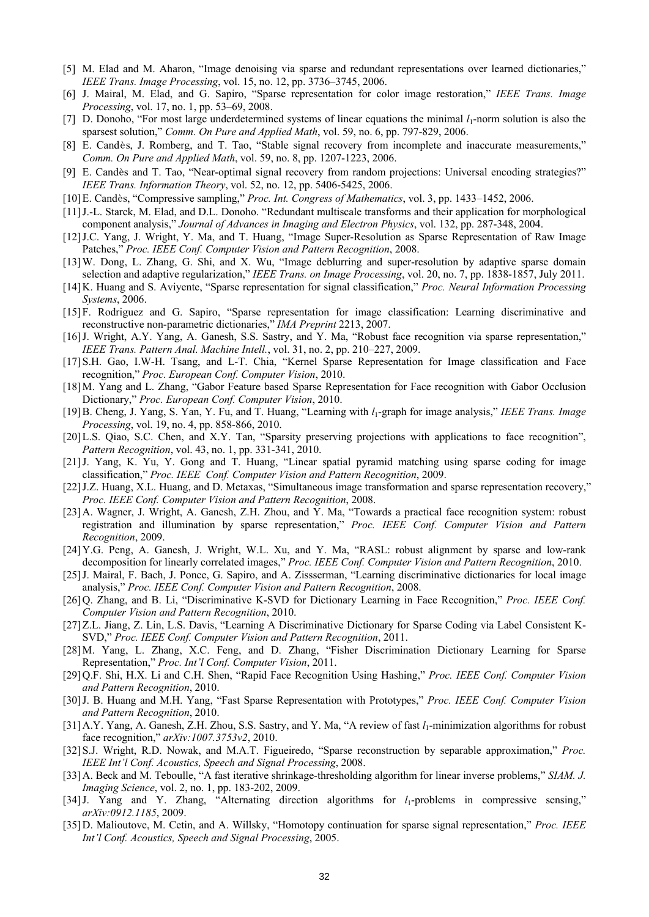[5] M. Elad and M. Aharon, "Image denoising via sparse and redundant representations over learned dictionaries," *IEEE Trans. Image Processing*, vol. 15, no. 12, pp. 3736–3745, 2006.

[6] J. Mairal, M. Elad, and G. Sapiro, "Sparse representation for color image restoration," *IEEE Trans. Image Processing*, vol. 17, no. 1, pp. 53–69, 2008.

[7] D. Donoho, "For most large underdetermined systems of linear equations the minimal $l_1$-norm solution is also the sparsest solution," *Comm. On Pure and Applied Math*, vol. 59, no. 6, pp. 797-829, 2006.

[8] E. Candès, J. Romberg, and T. Tao, "Stable signal recovery from incomplete and inaccurate measurements," *Comm. On Pure and Applied Math*, vol. 59, no. 8, pp. 1207-1223, 2006.

[9] E. Candès and T. Tao, "Near-optimal signal recovery from random projections: Universal encoding strategies?" *IEEE Trans. Information Theory*, vol. 52, no. 12, pp. 5406-5425, 2006.

[10] E. Candès, "Compressive sampling," *Proc. Int. Congress of Mathematics*, vol. 3, pp. 1433–1452, 2006.

[11] J.-L. Starck, M. Elad, and D.L. Donoho. "Redundant multiscale transforms and their application for morphological component analysis," *Journal of Advances in Imaging and Electron Physics*, vol. 132, pp. 287-348, 2004.

[12] J.C. Yang, J. Wright, Y. Ma, and T. Huang, "Image Super-Resolution as Sparse Representation of Raw Image Patches," *Proc. IEEE Conf. Computer Vision and Pattern Recognition*, 2008.

[13] W. Dong, L. Zhang, G. Shi, and X. Wu, "Image deblurring and super-resolution by adaptive sparse domain selection and adaptive regularization," *IEEE Trans. on Image Processing*, vol. 20, no. 7, pp. 1838-1857, July 2011.

[14] K. Huang and S. Aviyente, "Sparse representation for signal classification," *Proc. Neural Information Processing Systems*, 2006.

[15] F. Rodriguez and G. Sapiro, "Sparse representation for image classification: Learning discriminative and reconstructive non-parametric dictionaries," *IMA Preprint* 2213, 2007.

[16] J. Wright, A.Y. Yang, A. Ganesh, S.S. Sastry, and Y. Ma, "Robust face recognition via sparse representation," *IEEE Trans. Pattern Anal. Machine Intell.*, vol. 31, no. 2, pp. 210–227, 2009.

[17] S.H. Gao, I.W-H. Tsang, and L-T. Chia, "Kernel Sparse Representation for Image classification and Face recognition," *Proc. European Conf. Computer Vision*, 2010.

[18] M. Yang and L. Zhang, "Gabor Feature based Sparse Representation for Face recognition with Gabor Occlusion Dictionary," *Proc. European Conf. Computer Vision*, 2010.

[19] B. Cheng, J. Yang, S. Yan, Y. Fu, and T. Huang, "Learning with $l_1$-graph for image analysis," *IEEE Trans. Image Processing*, vol. 19, no. 4, pp. 858-866, 2010.

[20] L.S. Qiao, S.C. Chen, and X.Y. Tan, "Sparsity preserving projections with applications to face recognition", *Pattern Recognition*, vol. 43, no. 1, pp. 331-341, 2010.

[21] J. Yang, K. Yu, Y. Gong and T. Huang, "Linear spatial pyramid matching using sparse coding for image classification," *Proc. IEEE Conf. Computer Vision and Pattern Recognition*, 2009.

[22] J.Z. Huang, X.L. Huang, and D. Metaxas, "Simultaneous image transformation and sparse representation recovery," *Proc. IEEE Conf. Computer Vision and Pattern Recognition*, 2008.

[23] A. Wagner, J. Wright, A. Ganesh, Z.H. Zhou, and Y. Ma, "Towards a practical face recognition system: robust registration and illumination by sparse representation," *Proc. IEEE Conf. Computer Vision and Pattern Recognition*, 2009.

[24] Y.G. Peng, A. Ganesh, J. Wright, W.L. Xu, and Y. Ma, "RASL: robust alignment by sparse and low-rank decomposition for linearly correlated images," *Proc. IEEE Conf. Computer Vision and Pattern Recognition*, 2010.

[25] J. Mairal, F. Bach, J. Ponce, G. Sapiro, and A. Zissserman, "Learning discriminative dictionaries for local image analysis," *Proc. IEEE Conf. Computer Vision and Pattern Recognition*, 2008.

[26] Q. Zhang, and B. Li, "Discriminative K-SVD for Dictionary Learning in Face Recognition," *Proc. IEEE Conf. Computer Vision and Pattern Recognition*, 2010.

[27] Z.L. Jiang, Z. Lin, L.S. Davis, "Learning A Discriminative Dictionary for Sparse Coding via Label Consistent K-SVD," *Proc. IEEE Conf. Computer Vision and Pattern Recognition*, 2011.

[28] M. Yang, L. Zhang, X.C. Feng, and D. Zhang, "Fisher Discrimination Dictionary Learning for Sparse Representation," *Proc. Int'l Conf. Computer Vision*, 2011.

[29] Q.F. Shi, H.X. Li and C.H. Shen, "Rapid Face Recognition Using Hashing," *Proc. IEEE Conf. Computer Vision and Pattern Recognition*, 2010.

[30] J. B. Huang and M.H. Yang, "Fast Sparse Representation with Prototypes," *Proc. IEEE Conf. Computer Vision and Pattern Recognition*, 2010.

[31] A.Y. Yang, A. Ganesh, Z.H. Zhou, S.S. Sastry, and Y. Ma, "A review of fast $l_1$-minimization algorithms for robust face recognition," *arXiv:1007.3753v2*, 2010.

[32] S.J. Wright, R.D. Nowak, and M.A.T. Figueiredo, "Sparse reconstruction by separable approximation," *Proc. IEEE Int'l Conf. Acoustics, Speech and Signal Processing*, 2008.

[33] A. Beck and M. Teboulle, "A fast iterative shrinkage-thresholding algorithm for linear inverse problems," *SIAM. J. Imaging Science*, vol. 2, no. 1, pp. 183-202, 2009.

[34] J. Yang and Y. Zhang, "Alternating direction algorithms for $l_1$-problems in compressive sensing," *arXiv:0912.1185*, 2009.

[35] D. Malioutove, M. Cetin, and A. Willsky, "Homotopy continuation for sparse signal representation," *Proc. IEEE Int'l Conf. Acoustics, Speech and Signal Processing*, 2005.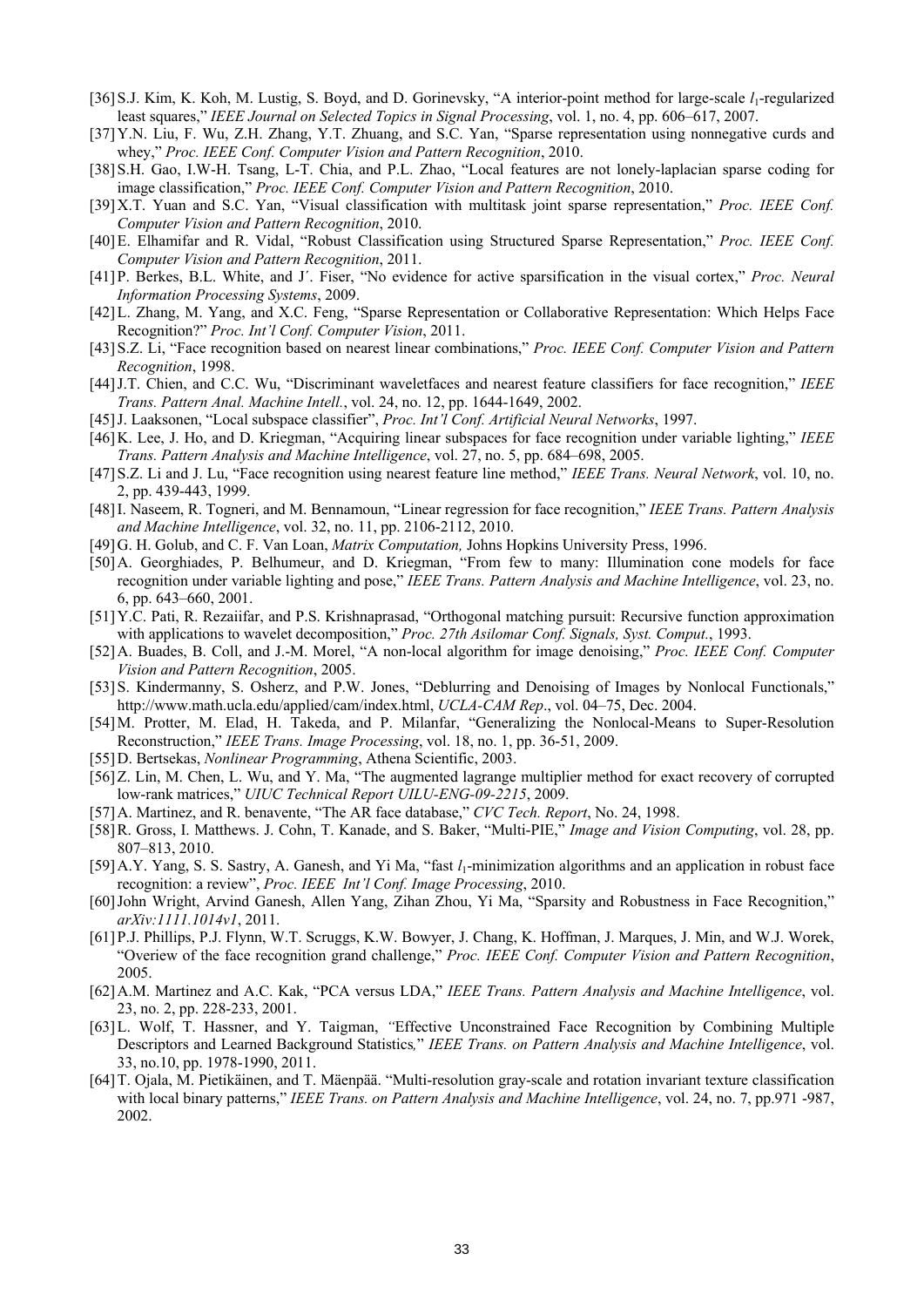[36] S.J. Kim, K. Koh, M. Lustig, S. Boyd, and D. Gorinevsky, "A interior-point method for large-scale $l_1$-regularized least squares," *IEEE Journal on Selected Topics in Signal Processing*, vol. 1, no. 4, pp. 606–617, 2007.

[37] Y.N. Liu, F. Wu, Z.H. Zhang, Y.T. Zhuang, and S.C. Yan, "Sparse representation using nonnegative curds and whey," *Proc. IEEE Conf. Computer Vision and Pattern Recognition*, 2010.

[38] S.H. Gao, I.W-H. Tsang, L-T. Chia, and P.L. Zhao, "Local features are not lonely-laplacian sparse coding for image classification," *Proc. IEEE Conf. Computer Vision and Pattern Recognition*, 2010.

[39] X.T. Yuan and S.C. Yan, "Visual classification with multitask joint sparse representation," *Proc. IEEE Conf. Computer Vision and Pattern Recognition*, 2010.

[40] E. Elhamifar and R. Vidal, "Robust Classification using Structured Sparse Representation," *Proc. IEEE Conf. Computer Vision and Pattern Recognition*, 2011.

[41] P. Berkes, B.L. White, and J´. Fiser, "No evidence for active sparsification in the visual cortex," *Proc. Neural Information Processing Systems*, 2009.

[42] L. Zhang, M. Yang, and X.C. Feng, "Sparse Representation or Collaborative Representation: Which Helps Face Recognition?" *Proc. Int'l Conf. Computer Vision*, 2011.

[43] S.Z. Li, "Face recognition based on nearest linear combinations," *Proc. IEEE Conf. Computer Vision and Pattern Recognition*, 1998.

[44] J.T. Chien, and C.C. Wu, "Discriminant waveletfaces and nearest feature classifiers for face recognition," *IEEE Trans. Pattern Anal. Machine Intell.*, vol. 24, no. 12, pp. 1644-1649, 2002.

[45] J. Laaksonen, "Local subspace classifier", *Proc. Int'l Conf. Artificial Neural Networks*, 1997.

[46] K. Lee, J. Ho, and D. Kriegman, "Acquiring linear subspaces for face recognition under variable lighting," *IEEE Trans. Pattern Analysis and Machine Intelligence*, vol. 27, no. 5, pp. 684–698, 2005.

[47] S.Z. Li and J. Lu, "Face recognition using nearest feature line method," *IEEE Trans. Neural Network*, vol. 10, no. 2, pp. 439-443, 1999.

[48] I. Naseem, R. Togneri, and M. Bennamoun, "Linear regression for face recognition," *IEEE Trans. Pattern Analysis and Machine Intelligence*, vol. 32, no. 11, pp. 2106-2112, 2010.

[49] G. H. Golub, and C. F. Van Loan, *Matrix Computation,* Johns Hopkins University Press, 1996.

[50] A. Georghiades, P. Belhumeur, and D. Kriegman, "From few to many: Illumination cone models for face recognition under variable lighting and pose," *IEEE Trans. Pattern Analysis and Machine Intelligence*, vol. 23, no. 6, pp. 643–660, 2001.

[51] Y.C. Pati, R. Rezaiifar, and P.S. Krishnaprasad, "Orthogonal matching pursuit: Recursive function approximation with applications to wavelet decomposition," *Proc. 27th Asilomar Conf. Signals, Syst. Comput.*, 1993.

[52] A. Buades, B. Coll, and J.-M. Morel, "A non-local algorithm for image denoising," *Proc. IEEE Conf. Computer Vision and Pattern Recognition*, 2005.

[53] S. Kindermanny, S. Osherz, and P.W. Jones, "Deblurring and Denoising of Images by Nonlocal Functionals," http://www.math.ucla.edu/applied/cam/index.html, *UCLA-CAM Rep*., vol. 04–75, Dec. 2004.

[54] M. Protter, M. Elad, H. Takeda, and P. Milanfar, "Generalizing the Nonlocal-Means to Super-Resolution Reconstruction," *IEEE Trans. Image Processing*, vol. 18, no. 1, pp. 36-51, 2009.

[55] D. Bertsekas, *Nonlinear Programming*, Athena Scientific, 2003.

[56] Z. Lin, M. Chen, L. Wu, and Y. Ma, "The augmented lagrange multiplier method for exact recovery of corrupted low-rank matrices," *UIUC Technical Report UILU-ENG-09-2215*, 2009.

[57] A. Martinez, and R. benavente, "The AR face database," *CVC Tech. Report*, No. 24, 1998.

[58] R. Gross, I. Matthews. J. Cohn, T. Kanade, and S. Baker, "Multi-PIE," *Image and Vision Computing*, vol. 28, pp. 807–813, 2010.

[59] A.Y. Yang, S. S. Sastry, A. Ganesh, and Yi Ma, "fast $l_1$-minimization algorithms and an application in robust face recognition: a review", *Proc. IEEE Int'l Conf. Image Processing*, 2010.

[60] John Wright, Arvind Ganesh, Allen Yang, Zihan Zhou, Yi Ma, "Sparsity and Robustness in Face Recognition," *arXiv:1111.1014v1*, 2011.

[61] P.J. Phillips, P.J. Flynn, W.T. Scruggs, K.W. Bowyer, J. Chang, K. Hoffman, J. Marques, J. Min, and W.J. Worek, "Overiew of the face recognition grand challenge," *Proc. IEEE Conf. Computer Vision and Pattern Recognition*, 2005.

[62] A.M. Martinez and A.C. Kak, "PCA versus LDA," *IEEE Trans. Pattern Analysis and Machine Intelligence*, vol. 23, no. 2, pp. 228-233, 2001.

[63] L. Wolf, T. Hassner, and Y. Taigman, "Effective Unconstrained Face Recognition by Combining Multiple Descriptors and Learned Background Statistics," *IEEE Trans. on Pattern Analysis and Machine Intelligence*, vol. 33, no.10, pp. 1978-1990, 2011.

[64] T. Ojala, M. Pietikäinen, and T. Mäenpää. "Multi-resolution gray-scale and rotation invariant texture classification with local binary patterns," *IEEE Trans. on Pattern Analysis and Machine Intelligence*, vol. 24, no. 7, pp.971 -987, 2002.